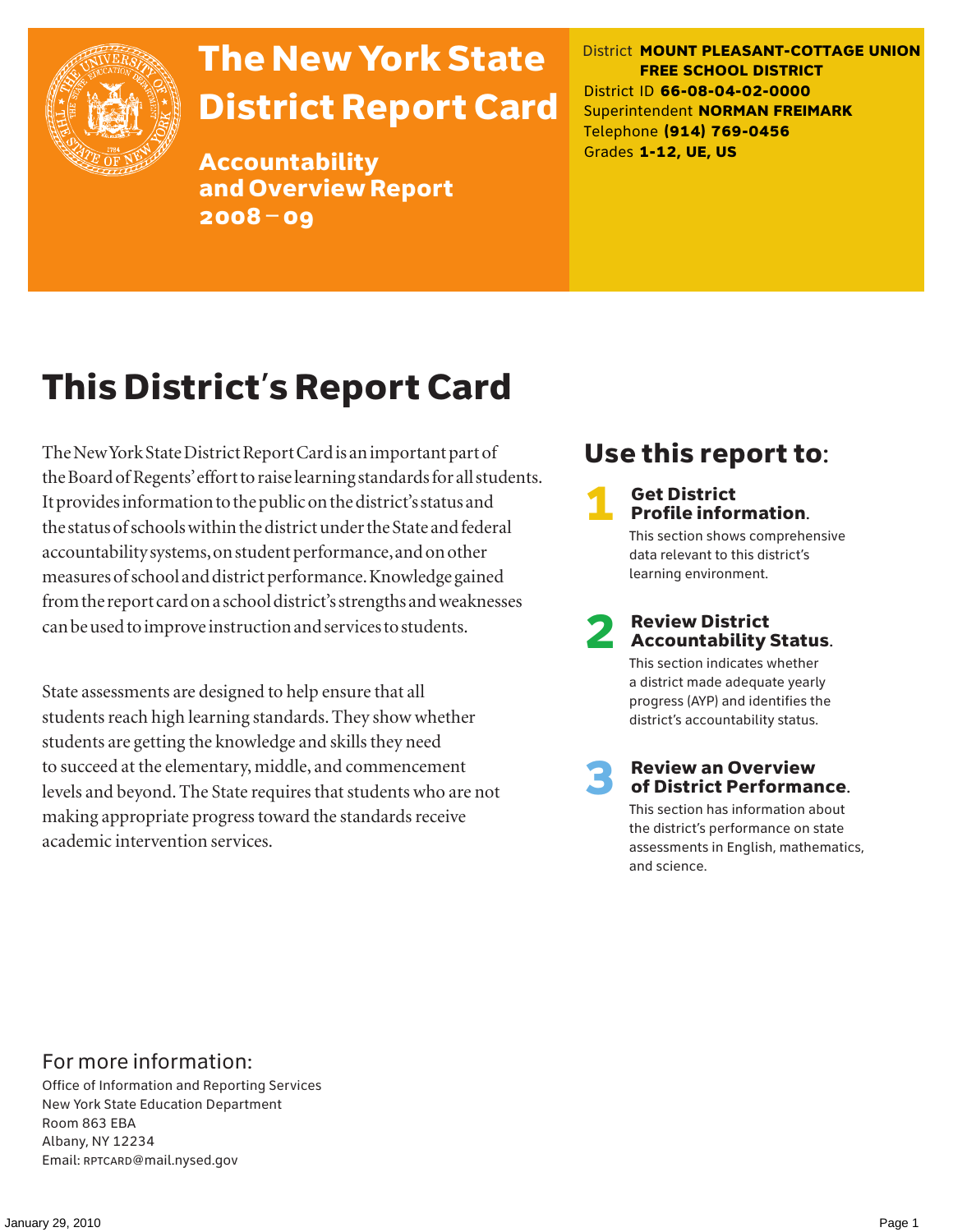# The New York State District Report Card

## Accountability and Overview Report 2008 – 09

District **MOUNT PLEASANT-COTTAGE UNION FREE SCHOOL DISTRICT**
District ID **66-08-04-02-0000**
Superintendent **NORMAN FREIMARK**
Telephone **(914) 769-0456**
Grades **1-12, UE, US**

# This District's Report Card

The New York State District Report Card is an important part of the Board of Regents' effort to raise learning standards for all students. It provides information to the public on the district's status and the status of schools within the district under the State and federal accountability systems, on student performance, and on other measures of school and district performance. Knowledge gained from the report card on a school district's strengths and weaknesses can be used to improve instruction and services to students.

State assessments are designed to help ensure that all students reach high learning standards. They show whether students are getting the knowledge and skills they need to succeed at the elementary, middle, and commencement levels and beyond. The State requires that students who are not making appropriate progress toward the standards receive academic intervention services.

## Use this report to:

**1 Get District Profile information.**
This section shows comprehensive data relevant to this district's learning environment.

**2 Review District Accountability Status.**
This section indicates whether a district made adequate yearly progress (AYP) and identifies the district's accountability status.

**3 Review an Overview of District Performance.**
This section has information about the district's performance on state assessments in English, mathematics, and science.

For more information:
Office of Information and Reporting Services
New York State Education Department
Room 863 EBA
Albany, NY 12234
Email: RPTCARD@mail.nysed.gov

January 29, 2010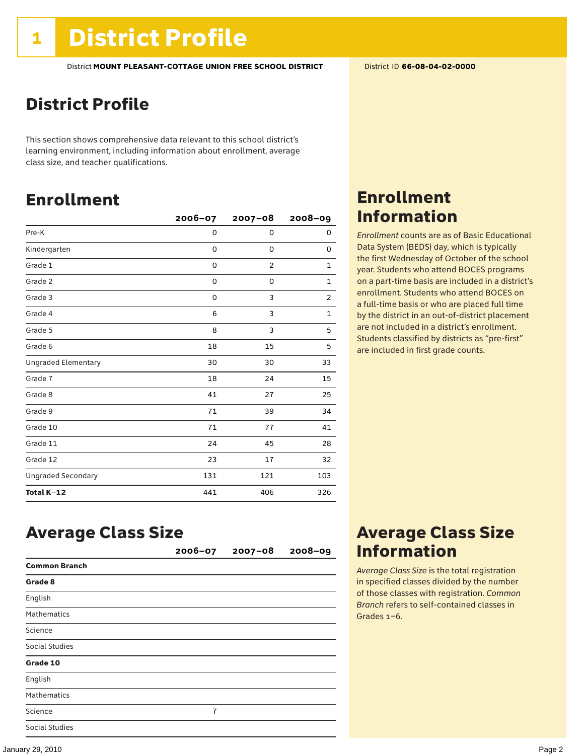# 1 District Profile

District **MOUNT PLEASANT-COTTAGE UNION FREE SCHOOL DISTRICT** District ID **66-08-04-02-0000**

## District Profile

This section shows comprehensive data relevant to this school district's learning environment, including information about enrollment, average class size, and teacher qualifications.

## Enrollment

| | 2006–07 | 2007–08 | 2008–09 |
|---|---|---|---|
| Pre-K | 0 | 0 | 0 |
| Kindergarten | 0 | 0 | 0 |
| Grade 1 | 0 | 2 | 1 |
| Grade 2 | 0 | 0 | 1 |
| Grade 3 | 0 | 3 | 2 |
| Grade 4 | 6 | 3 | 1 |
| Grade 5 | 8 | 3 | 5 |
| Grade 6 | 18 | 15 | 5 |
| Ungraded Elementary | 30 | 30 | 33 |
| Grade 7 | 18 | 24 | 15 |
| Grade 8 | 41 | 27 | 25 |
| Grade 9 | 71 | 39 | 34 |
| Grade 10 | 71 | 77 | 41 |
| Grade 11 | 24 | 45 | 28 |
| Grade 12 | 23 | 17 | 32 |
| Ungraded Secondary | 131 | 121 | 103 |
| **Total K–12** | 441 | 406 | 326 |

## Enrollment Information

*Enrollment* counts are as of Basic Educational Data System (BEDS) day, which is typically the first Wednesday of October of the school year. Students who attend BOCES programs on a part-time basis are included in a district's enrollment. Students who attend BOCES on a full-time basis or who are placed full time by the district in an out-of-district placement are not included in a district's enrollment. Students classified by districts as "pre-first" are included in first grade counts.

## Average Class Size

| | 2006–07 | 2007–08 | 2008–09 |
|---|---|---|---|
| **Common Branch** | | | |
| **Grade 8** | | | |
| English | | | |
| Mathematics | | | |
| Science | | | |
| Social Studies | | | |
| **Grade 10** | | | |
| English | | | |
| Mathematics | | | |
| Science | 7 | | |
| Social Studies | | | |

## Average Class Size Information

*Average Class Size* is the total registration in specified classes divided by the number of those classes with registration. *Common Branch* refers to self-contained classes in Grades 1–6.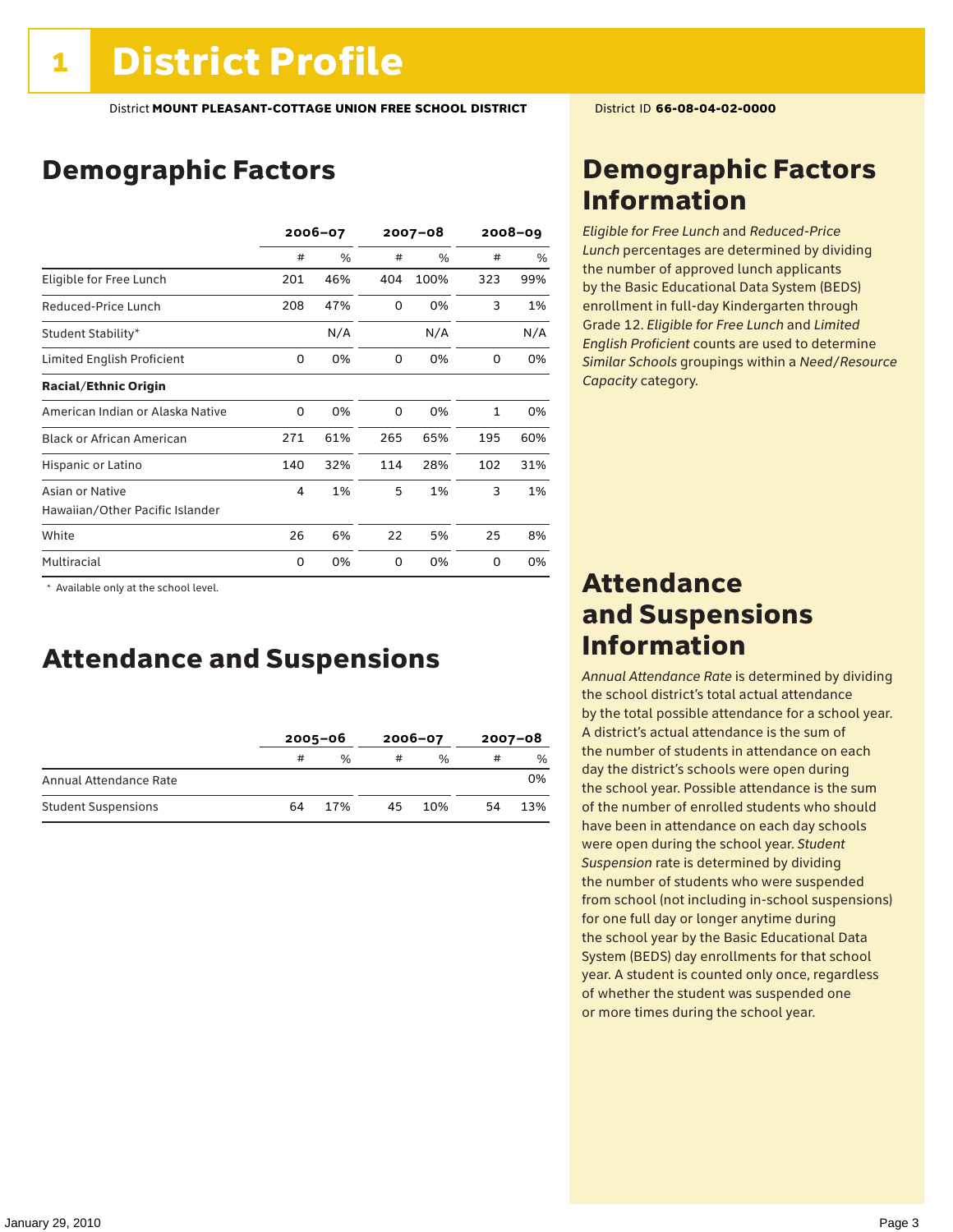# 1 District Profile

District **MOUNT PLEASANT-COTTAGE UNION FREE SCHOOL DISTRICT** District ID **66-08-04-02-0000**

## Demographic Factors

| | 2006–07 | | 2007–08 | | 2008–09 | |
|---|---|---|---|---|---|---|
| | # | % | # | % | # | % |
| Eligible for Free Lunch | 201 | 46% | 404 | 100% | 323 | 99% |
| Reduced-Price Lunch | 208 | 47% | 0 | 0% | 3 | 1% |
| Student Stability* | | N/A | | N/A | | N/A |
| Limited English Proficient | 0 | 0% | 0 | 0% | 0 | 0% |
| **Racial/Ethnic Origin** | | | | | | |
| American Indian or Alaska Native | 0 | 0% | 0 | 0% | 1 | 0% |
| Black or African American | 271 | 61% | 265 | 65% | 195 | 60% |
| Hispanic or Latino | 140 | 32% | 114 | 28% | 102 | 31% |
| Asian or Native Hawaiian/Other Pacific Islander | 4 | 1% | 5 | 1% | 3 | 1% |
| White | 26 | 6% | 22 | 5% | 25 | 8% |
| Multiracial | 0 | 0% | 0 | 0% | 0 | 0% |

\* Available only at the school level.

## Attendance and Suspensions

| | 2005–06 | | 2006–07 | | 2007–08 | |
|---|---|---|---|---|---|---|
| | # | % | # | % | # | % |
| Annual Attendance Rate | | | | | | 0% |
| Student Suspensions | 64 | 17% | 45 | 10% | 54 | 13% |

## Demographic Factors Information

*Eligible for Free Lunch* and *Reduced-Price Lunch* percentages are determined by dividing the number of approved lunch applicants by the Basic Educational Data System (BEDS) enrollment in full-day Kindergarten through Grade 12. *Eligible for Free Lunch* and *Limited English Proficient* counts are used to determine *Similar Schools* groupings within a *Need/Resource Capacity* category.

## Attendance and Suspensions Information

*Annual Attendance Rate* is determined by dividing the school district's total actual attendance by the total possible attendance for a school year. A district's actual attendance is the sum of the number of students in attendance on each day the district's schools were open during the school year. Possible attendance is the sum of the number of enrolled students who should have been in attendance on each day schools were open during the school year. *Student Suspension* rate is determined by dividing the number of students who were suspended from school (not including in-school suspensions) for one full day or longer anytime during the school year by the Basic Educational Data System (BEDS) day enrollments for that school year. A student is counted only once, regardless of whether the student was suspended one or more times during the school year.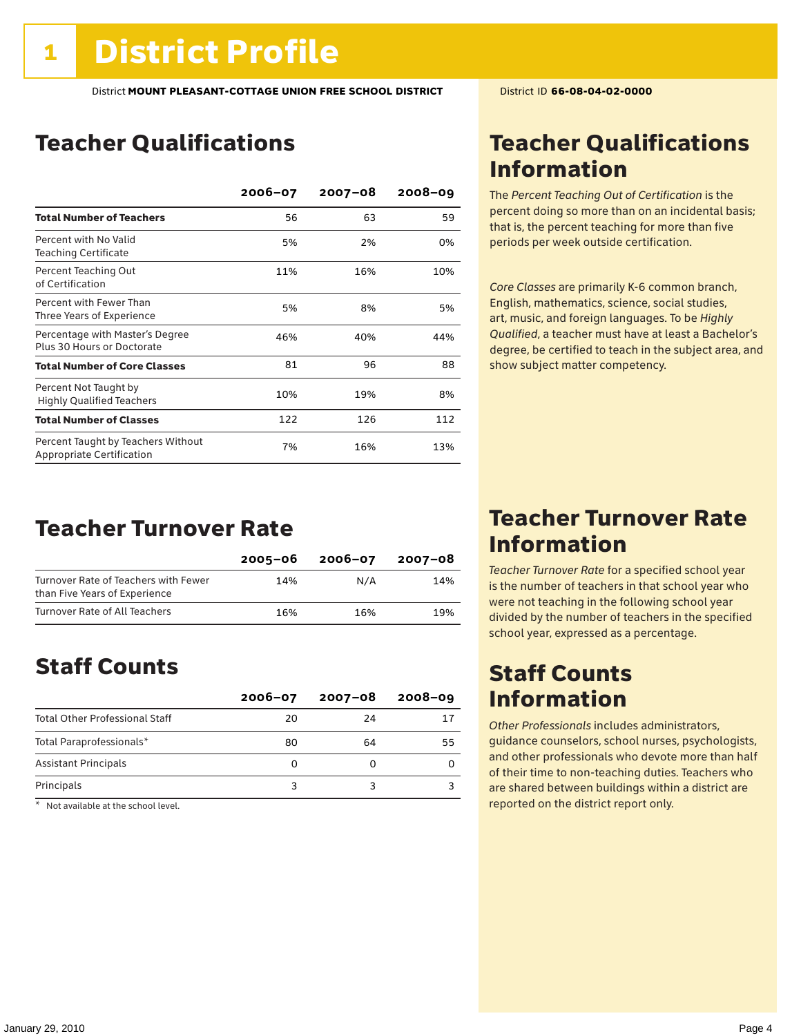# 1 District Profile

District **MOUNT PLEASANT-COTTAGE UNION FREE SCHOOL DISTRICT** District ID **66-08-04-02-0000**

## Teacher Qualifications

| | 2006–07 | 2007–08 | 2008–09 |
|---|---|---|---|
| **Total Number of Teachers** | 56 | 63 | 59 |
| Percent with No Valid Teaching Certificate | 5% | 2% | 0% |
| Percent Teaching Out of Certification | 11% | 16% | 10% |
| Percent with Fewer Than Three Years of Experience | 5% | 8% | 5% |
| Percentage with Master's Degree Plus 30 Hours or Doctorate | 46% | 40% | 44% |
| **Total Number of Core Classes** | 81 | 96 | 88 |
| Percent Not Taught by Highly Qualified Teachers | 10% | 19% | 8% |
| **Total Number of Classes** | 122 | 126 | 112 |
| Percent Taught by Teachers Without Appropriate Certification | 7% | 16% | 13% |

## Teacher Qualifications Information

The *Percent Teaching Out of Certification* is the percent doing so more than on an incidental basis; that is, the percent teaching for more than five periods per week outside certification.

*Core Classes* are primarily K-6 common branch, English, mathematics, science, social studies, art, music, and foreign languages. To be *Highly Qualified*, a teacher must have at least a Bachelor's degree, be certified to teach in the subject area, and show subject matter competency.

## Teacher Turnover Rate

| | 2005–06 | 2006–07 | 2007–08 |
|---|---|---|---|
| Turnover Rate of Teachers with Fewer than Five Years of Experience | 14% | N/A | 14% |
| Turnover Rate of All Teachers | 16% | 16% | 19% |

## Teacher Turnover Rate Information

*Teacher Turnover Rate* for a specified school year is the number of teachers in that school year who were not teaching in the following school year divided by the number of teachers in the specified school year, expressed as a percentage.

## Staff Counts

| | 2006–07 | 2007–08 | 2008–09 |
|---|---|---|---|
| Total Other Professional Staff | 20 | 24 | 17 |
| Total Paraprofessionals* | 80 | 64 | 55 |
| Assistant Principals | 0 | 0 | 0 |
| Principals | 3 | 3 | 3 |

\* Not available at the school level.

## Staff Counts Information

*Other Professionals* includes administrators, guidance counselors, school nurses, psychologists, and other professionals who devote more than half of their time to non-teaching duties. Teachers who are shared between buildings within a district are reported on the district report only.

January 29, 2010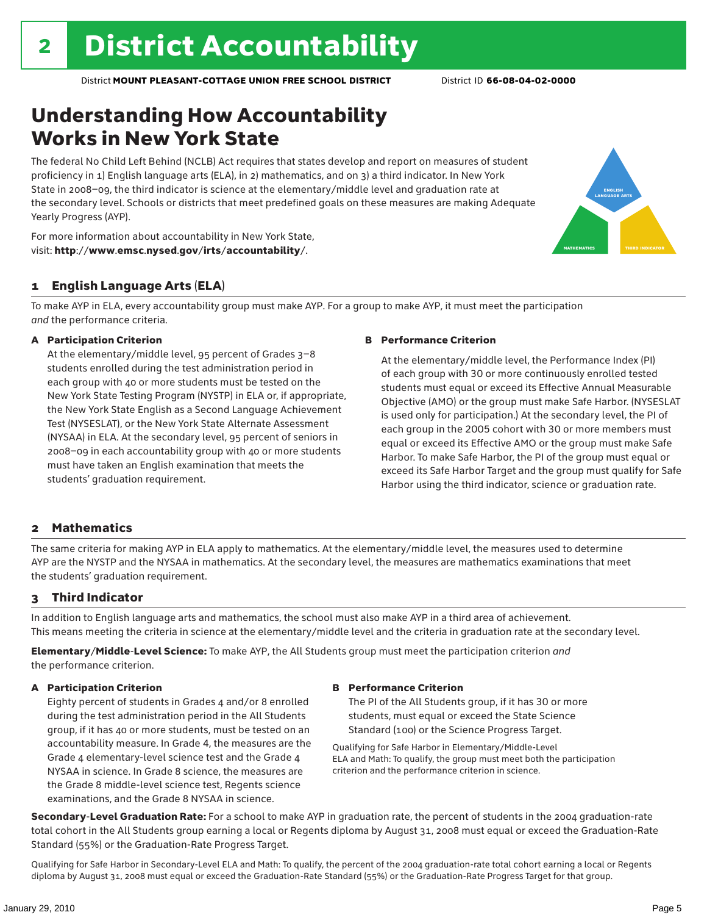# 2 District Accountability

District **MOUNT PLEASANT-COTTAGE UNION FREE SCHOOL DISTRICT** District ID **66-08-04-02-0000**

## Understanding How Accountability Works in New York State

The federal No Child Left Behind (NCLB) Act requires that states develop and report on measures of student proficiency in 1) English language arts (ELA), in 2) mathematics, and on 3) a third indicator. In New York State in 2008–09, the third indicator is science at the elementary/middle level and graduation rate at the secondary level. Schools or districts that meet predefined goals on these measures are making Adequate Yearly Progress (AYP).

For more information about accountability in New York State, visit: **http://www.emsc.nysed.gov/irts/accountability/**.

### 1 English Language Arts (ELA)

To make AYP in ELA, every accountability group must make AYP. For a group to make AYP, it must meet the participation *and* the performance criteria.

**A Participation Criterion**

At the elementary/middle level, 95 percent of Grades 3–8 students enrolled during the test administration period in each group with 40 or more students must be tested on the New York State Testing Program (NYSTP) in ELA or, if appropriate, the New York State English as a Second Language Achievement Test (NYSESLAT), or the New York State Alternate Assessment (NYSAA) in ELA. At the secondary level, 95 percent of seniors in 2008–09 in each accountability group with 40 or more students must have taken an English examination that meets the students' graduation requirement.

**B Performance Criterion**

At the elementary/middle level, the Performance Index (PI) of each group with 30 or more continuously enrolled tested students must equal or exceed its Effective Annual Measurable Objective (AMO) or the group must make Safe Harbor. (NYSESLAT is used only for participation.) At the secondary level, the PI of each group in the 2005 cohort with 30 or more members must equal or exceed its Effective AMO or the group must make Safe Harbor. To make Safe Harbor, the PI of the group must equal or exceed its Safe Harbor Target and the group must qualify for Safe Harbor using the third indicator, science or graduation rate.

### 2 Mathematics

The same criteria for making AYP in ELA apply to mathematics. At the elementary/middle level, the measures used to determine AYP are the NYSTP and the NYSAA in mathematics. At the secondary level, the measures are mathematics examinations that meet the students' graduation requirement.

### 3 Third Indicator

In addition to English language arts and mathematics, the school must also make AYP in a third area of achievement. This means meeting the criteria in science at the elementary/middle level and the criteria in graduation rate at the secondary level.

**Elementary/Middle-Level Science:** To make AYP, the All Students group must meet the participation criterion *and* the performance criterion.

**A Participation Criterion**

Eighty percent of students in Grades 4 and/or 8 enrolled during the test administration period in the All Students group, if it has 40 or more students, must be tested on an accountability measure. In Grade 4, the measures are the Grade 4 elementary-level science test and the Grade 4 NYSAA in science. In Grade 8 science, the measures are the Grade 8 middle-level science test, Regents science examinations, and the Grade 8 NYSAA in science.

**B Performance Criterion**

The PI of the All Students group, if it has 30 or more students, must equal or exceed the State Science Standard (100) or the Science Progress Target.

Qualifying for Safe Harbor in Elementary/Middle-Level ELA and Math: To qualify, the group must meet both the participation criterion and the performance criterion in science.

**Secondary-Level Graduation Rate:** For a school to make AYP in graduation rate, the percent of students in the 2004 graduation-rate total cohort in the All Students group earning a local or Regents diploma by August 31, 2008 must equal or exceed the Graduation-Rate Standard (55%) or the Graduation-Rate Progress Target.

Qualifying for Safe Harbor in Secondary-Level ELA and Math: To qualify, the percent of the 2004 graduation-rate total cohort earning a local or Regents diploma by August 31, 2008 must equal or exceed the Graduation-Rate Standard (55%) or the Graduation-Rate Progress Target for that group.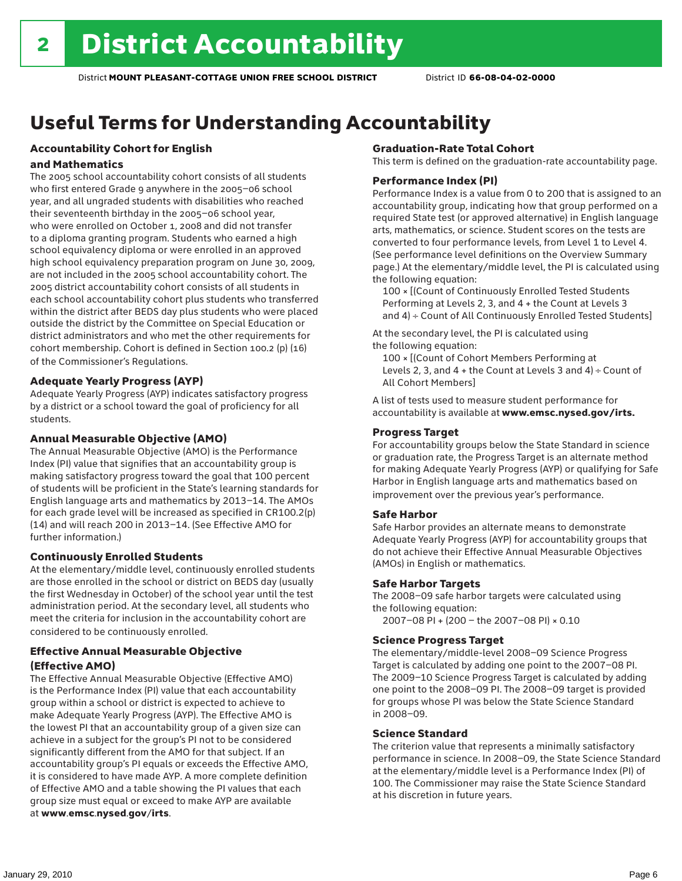# 2 District Accountability

District **MOUNT PLEASANT-COTTAGE UNION FREE SCHOOL DISTRICT** District ID **66-08-04-02-0000**

## Useful Terms for Understanding Accountability

### Accountability Cohort for English and Mathematics

The 2005 school accountability cohort consists of all students who first entered Grade 9 anywhere in the 2005–06 school year, and all ungraded students with disabilities who reached their seventeenth birthday in the 2005–06 school year, who were enrolled on October 1, 2008 and did not transfer to a diploma granting program. Students who earned a high school equivalency diploma or were enrolled in an approved high school equivalency preparation program on June 30, 2009, are not included in the 2005 school accountability cohort. The 2005 district accountability cohort consists of all students in each school accountability cohort plus students who transferred within the district after BEDS day plus students who were placed outside the district by the Committee on Special Education or district administrators and who met the other requirements for cohort membership. Cohort is defined in Section 100.2 (p) (16) of the Commissioner's Regulations.

### Adequate Yearly Progress (AYP)

Adequate Yearly Progress (AYP) indicates satisfactory progress by a district or a school toward the goal of proficiency for all students.

### Annual Measurable Objective (AMO)

The Annual Measurable Objective (AMO) is the Performance Index (PI) value that signifies that an accountability group is making satisfactory progress toward the goal that 100 percent of students will be proficient in the State's learning standards for English language arts and mathematics by 2013–14. The AMOs for each grade level will be increased as specified in CR100.2(p)(14) and will reach 200 in 2013–14. (See Effective AMO for further information.)

### Continuously Enrolled Students

At the elementary/middle level, continuously enrolled students are those enrolled in the school or district on BEDS day (usually the first Wednesday in October) of the school year until the test administration period. At the secondary level, all students who meet the criteria for inclusion in the accountability cohort are considered to be continuously enrolled.

### Effective Annual Measurable Objective (Effective AMO)

The Effective Annual Measurable Objective (Effective AMO) is the Performance Index (PI) value that each accountability group within a school or district is expected to achieve to make Adequate Yearly Progress (AYP). The Effective AMO is the lowest PI that an accountability group of a given size can achieve in a subject for the group's PI not to be considered significantly different from the AMO for that subject. If an accountability group's PI equals or exceeds the Effective AMO, it is considered to have made AYP. A more complete definition of Effective AMO and a table showing the PI values that each group size must equal or exceed to make AYP are available at **www.emsc.nysed.gov/irts**.

### Graduation-Rate Total Cohort

This term is defined on the graduation-rate accountability page.

### Performance Index (PI)

Performance Index is a value from 0 to 200 that is assigned to an accountability group, indicating how that group performed on a required State test (or approved alternative) in English language arts, mathematics, or science. Student scores on the tests are converted to four performance levels, from Level 1 to Level 4. (See performance level definitions on the Overview Summary page.) At the elementary/middle level, the PI is calculated using the following equation:

100 × [(Count of Continuously Enrolled Tested Students Performing at Levels 2, 3, and 4 + the Count at Levels 3 and 4) ÷ Count of All Continuously Enrolled Tested Students]

At the secondary level, the PI is calculated using the following equation:

100 × [(Count of Cohort Members Performing at Levels 2, 3, and 4 + the Count at Levels 3 and 4) ÷ Count of All Cohort Members]

A list of tests used to measure student performance for accountability is available at **www.emsc.nysed.gov/irts.**

### Progress Target

For accountability groups below the State Standard in science or graduation rate, the Progress Target is an alternate method for making Adequate Yearly Progress (AYP) or qualifying for Safe Harbor in English language arts and mathematics based on improvement over the previous year's performance.

### Safe Harbor

Safe Harbor provides an alternate means to demonstrate Adequate Yearly Progress (AYP) for accountability groups that do not achieve their Effective Annual Measurable Objectives (AMOs) in English or mathematics.

### Safe Harbor Targets

The 2008–09 safe harbor targets were calculated using the following equation:

2007–08 PI + (200 – the 2007–08 PI) × 0.10

### Science Progress Target

The elementary/middle-level 2008–09 Science Progress Target is calculated by adding one point to the 2007–08 PI. The 2009–10 Science Progress Target is calculated by adding one point to the 2008–09 PI. The 2008–09 target is provided for groups whose PI was below the State Science Standard in 2008–09.

### Science Standard

The criterion value that represents a minimally satisfactory performance in science. In 2008–09, the State Science Standard at the elementary/middle level is a Performance Index (PI) of 100. The Commissioner may raise the State Science Standard at his discretion in future years.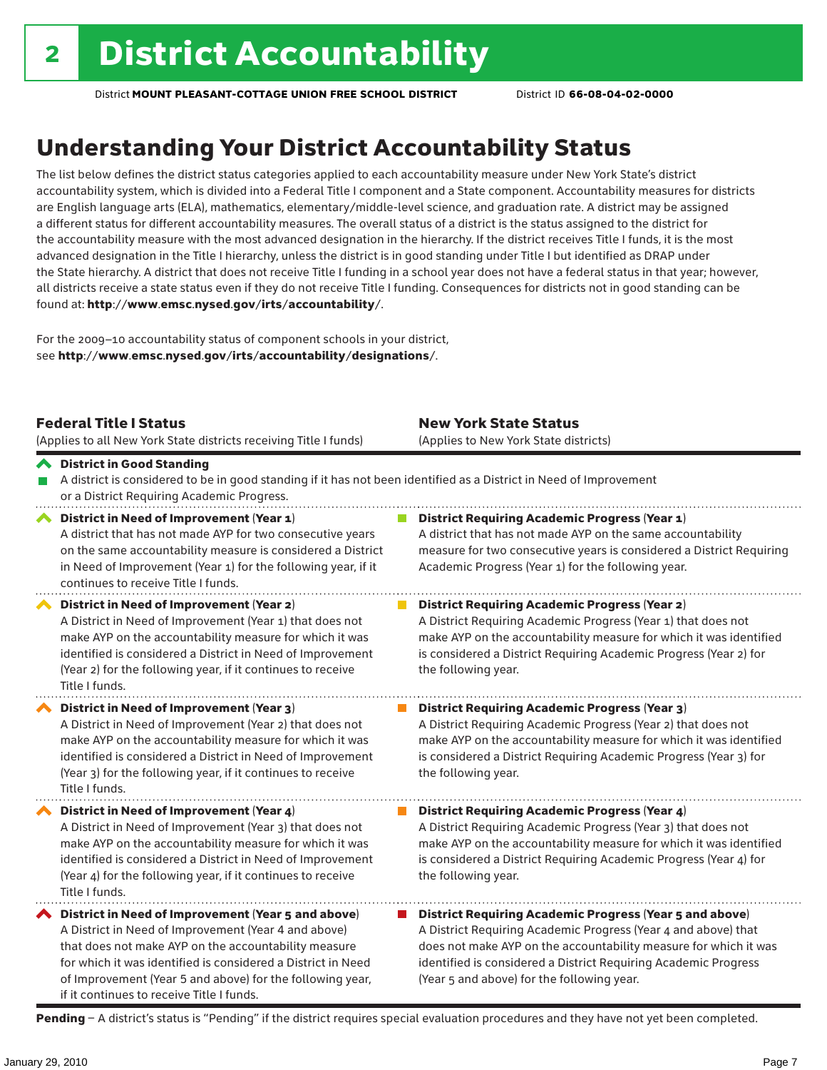# 2 District Accountability

District **MOUNT PLEASANT-COTTAGE UNION FREE SCHOOL DISTRICT** District ID **66-08-04-02-0000**

## Understanding Your District Accountability Status

The list below defines the district status categories applied to each accountability measure under New York State's district accountability system, which is divided into a Federal Title I component and a State component. Accountability measures for districts are English language arts (ELA), mathematics, elementary/middle-level science, and graduation rate. A district may be assigned a different status for different accountability measures. The overall status of a district is the status assigned to the district for the accountability measure with the most advanced designation in the hierarchy. If the district receives Title I funds, it is the most advanced designation in the Title I hierarchy, unless the district is in good standing under Title I but identified as DRAP under the State hierarchy. A district that does not receive Title I funding in a school year does not have a federal status in that year; however, all districts receive a state status even if they do not receive Title I funding. Consequences for districts not in good standing can be found at: **http://www.emsc.nysed.gov/irts/accountability/**.

For the 2009–10 accountability status of component schools in your district, see **http://www.emsc.nysed.gov/irts/accountability/designations/**.

| **Federal Title I Status** (Applies to all New York State districts receiving Title I funds) | **New York State Status** (Applies to New York State districts) |
|---|---|
| **District in Good Standing** A district is considered to be in good standing if it has not been identified as a District in Need of Improvement or a District Requiring Academic Progress. | |
| **District in Need of Improvement (Year 1)** A district that has not made AYP for two consecutive years on the same accountability measure is considered a District in Need of Improvement (Year 1) for the following year, if it continues to receive Title I funds. | **District Requiring Academic Progress (Year 1)** A district that has not made AYP on the same accountability measure for two consecutive years is considered a District Requiring Academic Progress (Year 1) for the following year. |
| **District in Need of Improvement (Year 2)** A District in Need of Improvement (Year 1) that does not make AYP on the accountability measure for which it was identified is considered a District in Need of Improvement (Year 2) for the following year, if it continues to receive Title I funds. | **District Requiring Academic Progress (Year 2)** A District Requiring Academic Progress (Year 1) that does not make AYP on the accountability measure for which it was identified is considered a District Requiring Academic Progress (Year 2) for the following year. |
| **District in Need of Improvement (Year 3)** A District in Need of Improvement (Year 2) that does not make AYP on the accountability measure for which it was identified is considered a District in Need of Improvement (Year 3) for the following year, if it continues to receive Title I funds. | **District Requiring Academic Progress (Year 3)** A District Requiring Academic Progress (Year 2) that does not make AYP on the accountability measure for which it was identified is considered a District Requiring Academic Progress (Year 3) for the following year. |
| **District in Need of Improvement (Year 4)** A District in Need of Improvement (Year 3) that does not make AYP on the accountability measure for which it was identified is considered a District in Need of Improvement (Year 4) for the following year, if it continues to receive Title I funds. | **District Requiring Academic Progress (Year 4)** A District Requiring Academic Progress (Year 3) that does not make AYP on the accountability measure for which it was identified is considered a District Requiring Academic Progress (Year 4) for the following year. |
| **District in Need of Improvement (Year 5 and above)** A District in Need of Improvement (Year 4 and above) that does not make AYP on the accountability measure for which it was identified is considered a District in Need of Improvement (Year 5 and above) for the following year, if it continues to receive Title I funds. | **District Requiring Academic Progress (Year 5 and above)** A District Requiring Academic Progress (Year 4 and above) that does not make AYP on the accountability measure for which it was identified is considered a District Requiring Academic Progress (Year 5 and above) for the following year. |

**Pending** – A district's status is "Pending" if the district requires special evaluation procedures and they have not yet been completed.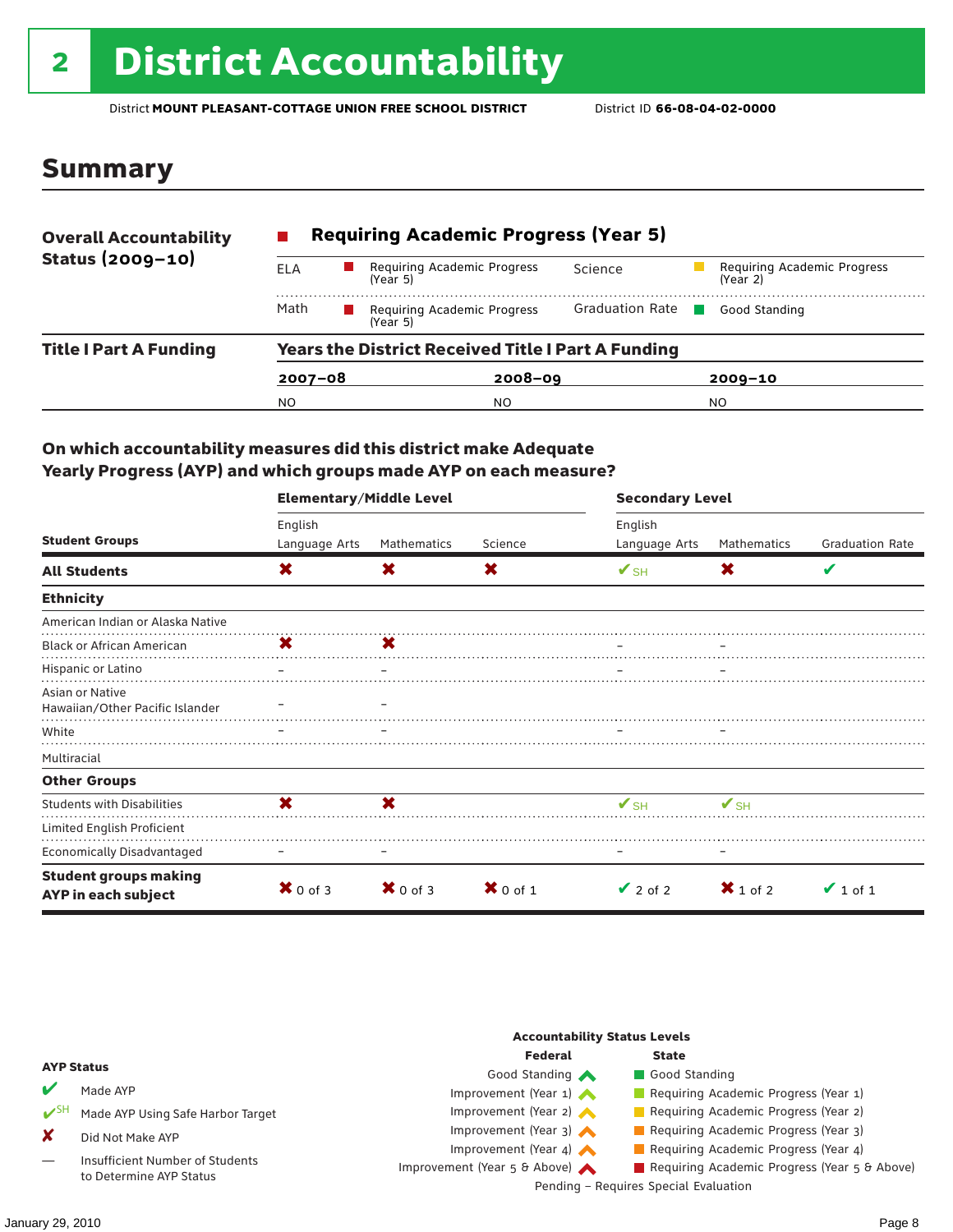# 2 District Accountability

District **MOUNT PLEASANT-COTTAGE UNION FREE SCHOOL DISTRICT** District ID **66-08-04-02-0000**

## Summary

**Overall Accountability Status (2009–10)**

**Requiring Academic Progress (Year 5)**

| | | | |
|---|---|---|---|
| ELA | Requiring Academic Progress (Year 5) | Science | Requiring Academic Progress (Year 2) |
| Math | Requiring Academic Progress (Year 5) | Graduation Rate | Good Standing |

**Title I Part A Funding**

**Years the District Received Title I Part A Funding**

| 2007–08 | 2008–09 | 2009–10 |
|---|---|---|
| NO | NO | NO |

### On which accountability measures did this district make Adequate Yearly Progress (AYP) and which groups made AYP on each measure?

| Student Groups | Elementary/Middle Level: English Language Arts | Elementary/Middle Level: Mathematics | Elementary/Middle Level: Science | Secondary Level: English Language Arts | Secondary Level: Mathematics | Secondary Level: Graduation Rate |
|---|---|---|---|---|---|---|
| **All Students** | ✘ | ✘ | ✘ | ✔SH | ✘ | ✔ |
| **Ethnicity** | | | | | | |
| American Indian or Alaska Native | | | | | | |
| Black or African American | ✘ | ✘ | | – | – | |
| Hispanic or Latino | – | – | | – | – | |
| Asian or Native Hawaiian/Other Pacific Islander | – | – | | | | |
| White | – | – | | – | – | |
| Multiracial | | | | | | |
| **Other Groups** | | | | | | |
| Students with Disabilities | ✘ | ✘ | | ✔SH | ✔SH | |
| Limited English Proficient | | | | | | |
| Economically Disadvantaged | – | – | | – | – | |
| **Student groups making AYP in each subject** | ✘ 0 of 3 | ✘ 0 of 3 | ✘ 0 of 1 | ✔ 2 of 2 | ✘ 1 of 2 | ✔ 1 of 1 |

**AYP Status**

- ✔ Made AYP
- ✔SH Made AYP Using Safe Harbor Target
- ✘ Did Not Make AYP
- — Insufficient Number of Students to Determine AYP Status

**Accountability Status Levels**

| Federal | State |
|---|---|
| Good Standing | Good Standing |
| Improvement (Year 1) | Requiring Academic Progress (Year 1) |
| Improvement (Year 2) | Requiring Academic Progress (Year 2) |
| Improvement (Year 3) | Requiring Academic Progress (Year 3) |
| Improvement (Year 4) | Requiring Academic Progress (Year 4) |
| Improvement (Year 5 & Above) | Requiring Academic Progress (Year 5 & Above) |

Pending – Requires Special Evaluation

January 29, 2010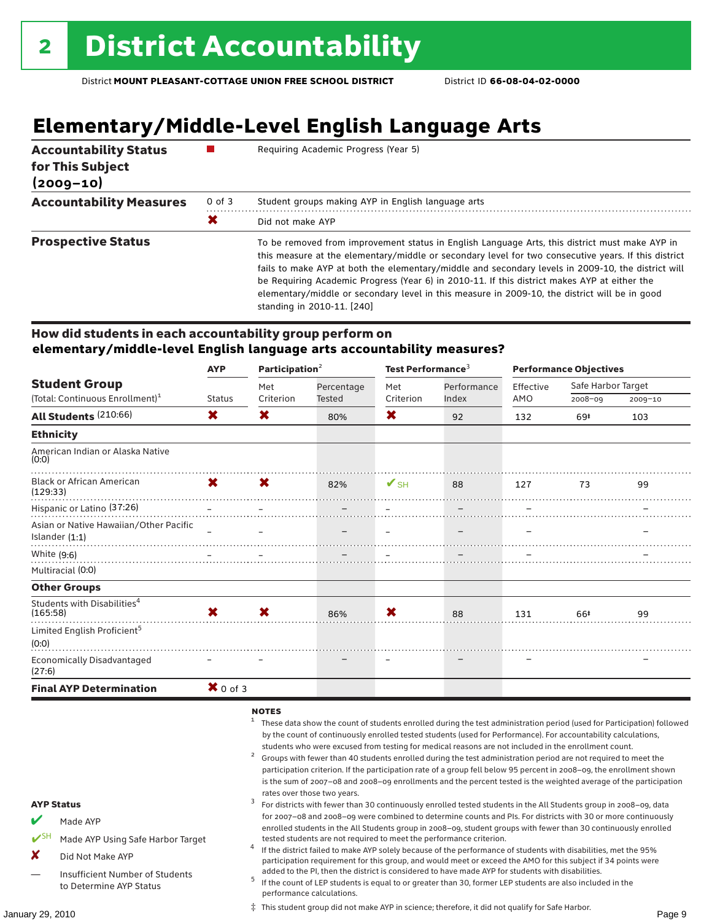# 2 District Accountability

District **MOUNT PLEASANT-COTTAGE UNION FREE SCHOOL DISTRICT** District ID **66-08-04-02-0000**

## Elementary/Middle-Level English Language Arts

| | | |
|---|---|---|
| **Accountability Status for This Subject (2009–10)** | ■ | Requiring Academic Progress (Year 5) |
| **Accountability Measures** | 0 of 3 | Student groups making AYP in English language arts |
| | ✖ | Did not make AYP |
| **Prospective Status** | | To be removed from improvement status in English Language Arts, this district must make AYP in this measure at the elementary/middle or secondary level for two consecutive years. If this district fails to make AYP at both the elementary/middle and secondary levels in 2009-10, the district will be Requiring Academic Progress (Year 6) in 2010-11. If this district makes AYP at either the elementary/middle or secondary level in this measure in 2009-10, the district will be in good standing in 2010-11. [240] |

### How did students in each accountability group perform on elementary/middle-level English language arts accountability measures?

| Student Group | AYP | Participation[2] | | Test Performance[3] | | Performance Objectives | | |
|---|---|---|---|---|---|---|---|---|
| (Total: Continuous Enrollment)[1] | Status | Met Criterion | Percentage Tested | Met Criterion | Performance Index | Effective AMO | Safe Harbor Target 2008–09 | Safe Harbor Target 2009–10 |
| **All Students** (210:66) | ✖ | ✖ | 80% | ✖ | 92 | 132 | 69‡ | 103 |
| **Ethnicity** | | | | | | | | |
| American Indian or Alaska Native (0:0) | | | | | | | | |
| Black or African American (129:33) | ✖ | ✖ | 82% | ✔SH | 88 | 127 | 73 | 99 |
| Hispanic or Latino (37:26) | – | – | – | – | – | – | | – |
| Asian or Native Hawaiian/Other Pacific Islander (1:1) | – | – | – | – | – | – | | – |
| White (9:6) | – | – | – | – | – | – | | – |
| Multiracial (0:0) | | | | | | | | |
| **Other Groups** | | | | | | | | |
| Students with Disabilities[4] (165:58) | ✖ | ✖ | 86% | ✖ | 88 | 131 | 66‡ | 99 |
| Limited English Proficient[5] (0:0) | | | | | | | | |
| Economically Disadvantaged (27:6) | – | – | – | – | – | – | | – |
| **Final AYP Determination** | ✖ 0 of 3 | | | | | | | |

**AYP Status**

- ✔ Made AYP
- ✔SH Made AYP Using Safe Harbor Target
- ✘ Did Not Make AYP
- — Insufficient Number of Students to Determine AYP Status

**NOTES**

1. These data show the count of students enrolled during the test administration period (used for Participation) followed by the count of continuously enrolled tested students (used for Performance). For accountability calculations, students who were excused from testing for medical reasons are not included in the enrollment count.
2. Groups with fewer than 40 students enrolled during the test administration period are not required to meet the participation criterion. If the participation rate of a group fell below 95 percent in 2008–09, the enrollment shown is the sum of 2007–08 and 2008–09 enrollments and the percent tested is the weighted average of the participation rates over those two years.
3. For districts with fewer than 30 continuously enrolled tested students in the All Students group in 2008–09, data for 2007–08 and 2008–09 were combined to determine counts and PIs. For districts with 30 or more continuously enrolled students in the All Students group in 2008–09, student groups with fewer than 30 continuously enrolled tested students are not required to meet the performance criterion.
4. If the district failed to make AYP solely because of the performance of students with disabilities, met the 95% participation requirement for this group, and would meet or exceed the AMO for this subject if 34 points were added to the PI, then the district is considered to have made AYP for students with disabilities.
5. If the count of LEP students is equal to or greater than 30, former LEP students are also included in the performance calculations.

‡ This student group did not make AYP in science; therefore, it did not qualify for Safe Harbor.

January 29, 2010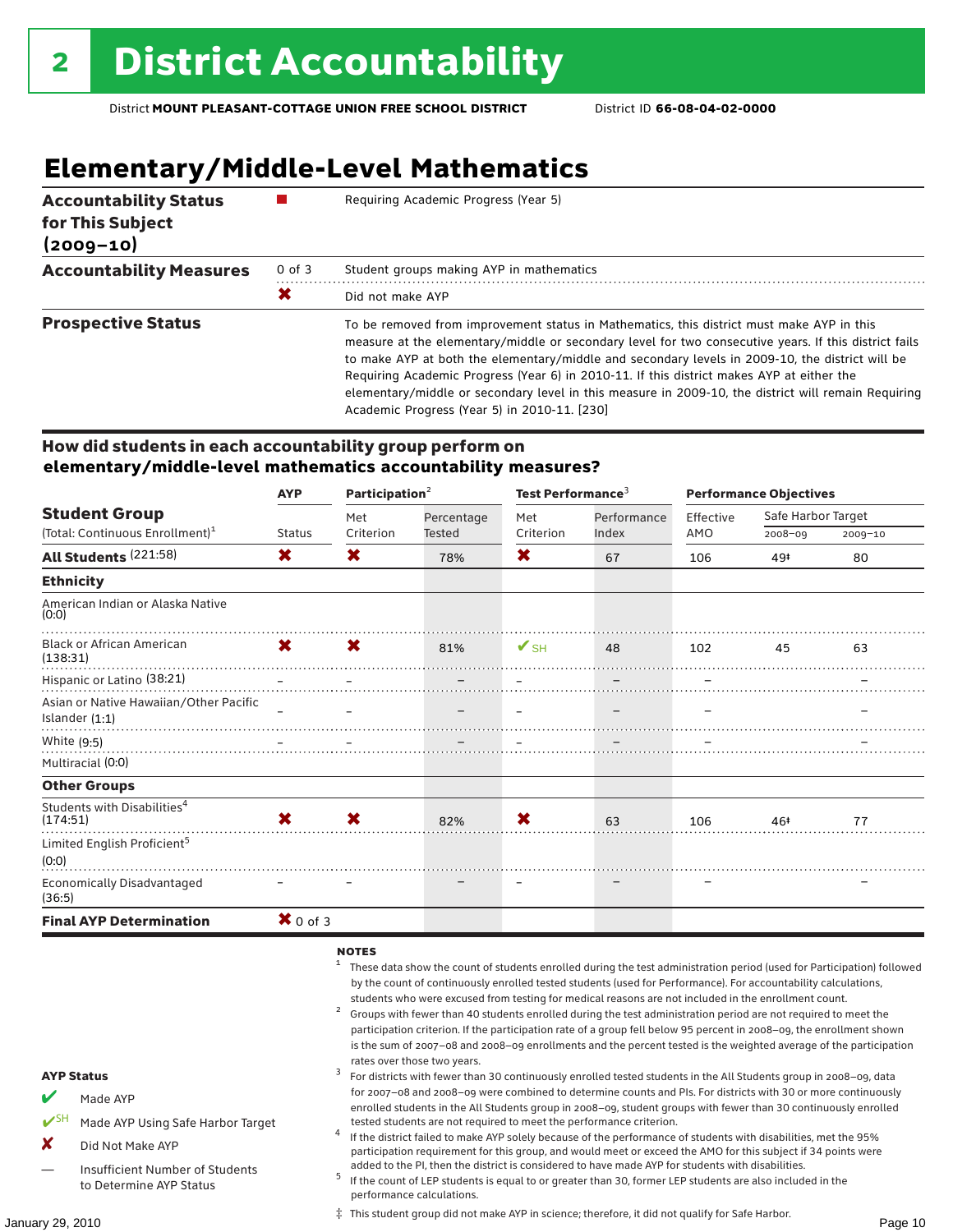# 2 District Accountability

District **MOUNT PLEASANT-COTTAGE UNION FREE SCHOOL DISTRICT** District ID **66-08-04-02-0000**

## Elementary/Middle-Level Mathematics

| | | |
|---|---|---|
| **Accountability Status for This Subject (2009–10)** | ■ | Requiring Academic Progress (Year 5) |
| **Accountability Measures** | 0 of 3 | Student groups making AYP in mathematics |
| | ✖ | Did not make AYP |
| **Prospective Status** | | To be removed from improvement status in Mathematics, this district must make AYP in this measure at the elementary/middle or secondary level for two consecutive years. If this district fails to make AYP at both the elementary/middle and secondary levels in 2009-10, the district will be Requiring Academic Progress (Year 6) in 2010-11. If this district makes AYP at either the elementary/middle or secondary level in this measure in 2009-10, the district will remain Requiring Academic Progress (Year 5) in 2010-11. [230] |

### How did students in each accountability group perform on elementary/middle-level mathematics accountability measures?

| Student Group (Total: Continuous Enrollment)[1] | AYP Status | Participation[2] Met Criterion | Participation[2] Percentage Tested | Test Performance[3] Met Criterion | Test Performance[3] Performance Index | Performance Objectives Effective AMO | Safe Harbor Target 2008–09 | Safe Harbor Target 2009–10 |
|---|---|---|---|---|---|---|---|---|
| **All Students** (221:58) | ✖ | ✖ | 78% | ✖ | 67 | 106 | 49‡ | 80 |
| **Ethnicity** | | | | | | | | |
| American Indian or Alaska Native (0:0) | | | | | | | | |
| Black or African American (138:31) | ✖ | ✖ | 81% | ✔SH | 48 | 102 | 45 | 63 |
| Hispanic or Latino (38:21) | – | – | – | – | – | – | | – |
| Asian or Native Hawaiian/Other Pacific Islander (1:1) | – | – | – | – | – | – | | – |
| White (9:5) | – | – | – | – | – | – | | – |
| Multiracial (0:0) | | | | | | | | |
| **Other Groups** | | | | | | | | |
| Students with Disabilities[4] (174:51) | ✖ | ✖ | 82% | ✖ | 63 | 106 | 46‡ | 77 |
| Limited English Proficient[5] (0:0) | | | | | | | | |
| Economically Disadvantaged (36:5) | – | – | – | – | – | – | | – |
| **Final AYP Determination** | ✖ 0 of 3 | | | | | | | |

**AYP Status**

- ✔ Made AYP
- ✔SH Made AYP Using Safe Harbor Target
- ✘ Did Not Make AYP
- — Insufficient Number of Students to Determine AYP Status

**NOTES**

1. These data show the count of students enrolled during the test administration period (used for Participation) followed by the count of continuously enrolled tested students (used for Performance). For accountability calculations, students who were excused from testing for medical reasons are not included in the enrollment count.
2. Groups with fewer than 40 students enrolled during the test administration period are not required to meet the participation criterion. If the participation rate of a group fell below 95 percent in 2008–09, the enrollment shown is the sum of 2007–08 and 2008–09 enrollments and the percent tested is the weighted average of the participation rates over those two years.
3. For districts with fewer than 30 continuously enrolled tested students in the All Students group in 2008–09, data for 2007–08 and 2008–09 were combined to determine counts and PIs. For districts with 30 or more continuously enrolled students in the All Students group in 2008–09, student groups with fewer than 30 continuously enrolled tested students are not required to meet the performance criterion.
4. If the district failed to make AYP solely because of the performance of students with disabilities, met the 95% participation requirement for this group, and would meet or exceed the AMO for this subject if 34 points were added to the PI, then the district is considered to have made AYP for students with disabilities.
5. If the count of LEP students is equal to or greater than 30, former LEP students are also included in the performance calculations.

‡ This student group did not make AYP in science; therefore, it did not qualify for Safe Harbor.

January 29, 2010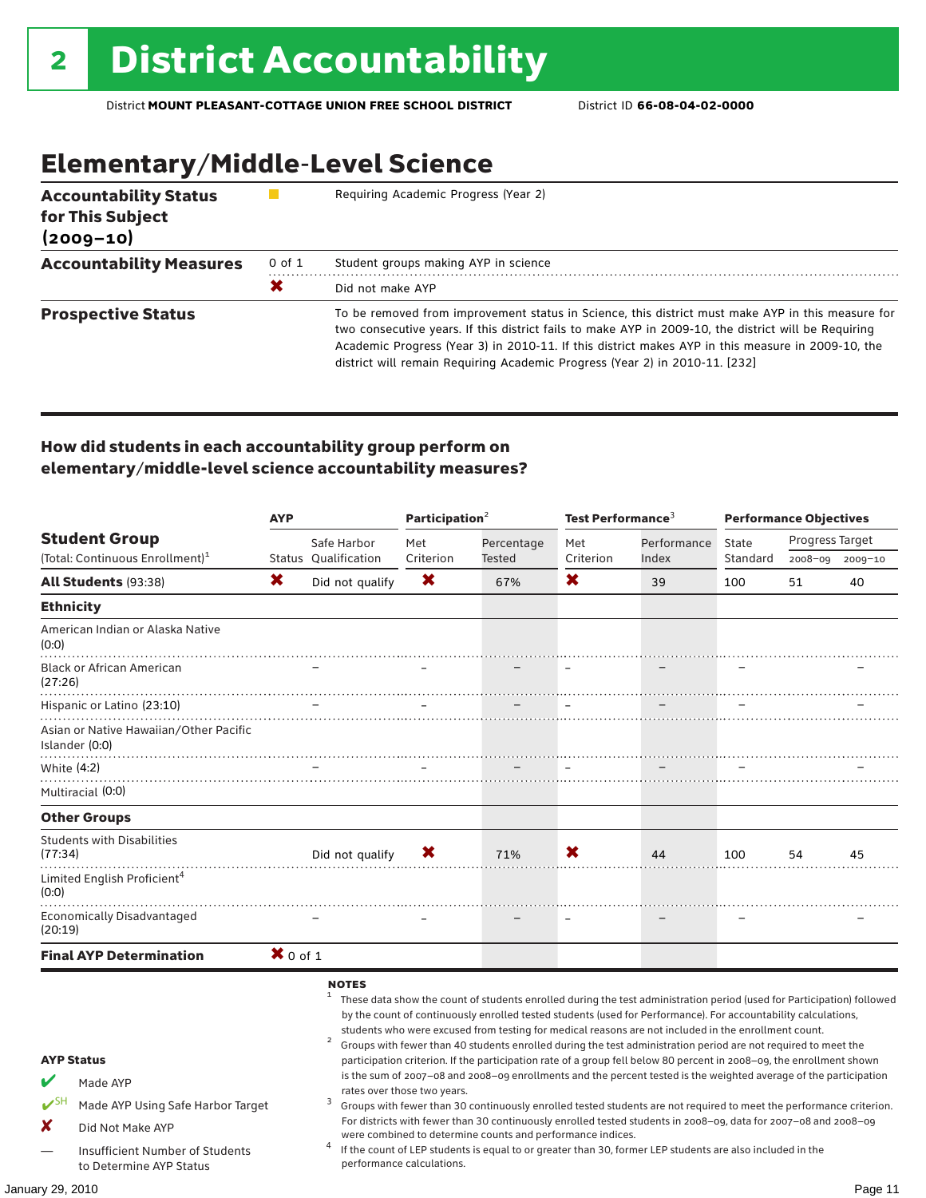# 2 District Accountability

District **MOUNT PLEASANT-COTTAGE UNION FREE SCHOOL DISTRICT** District ID **66-08-04-02-0000**

## Elementary/Middle-Level Science

| | | |
|---|---|---|
| **Accountability Status for This Subject (2009–10)** | ■ | Requiring Academic Progress (Year 2) |
| **Accountability Measures** | 0 of 1 | Student groups making AYP in science |
| | ✖ | Did not make AYP |
| **Prospective Status** | | To be removed from improvement status in Science, this district must make AYP in this measure for two consecutive years. If this district fails to make AYP in 2009-10, the district will be Requiring Academic Progress (Year 3) in 2010-11. If this district makes AYP in this measure in 2009-10, the district will remain Requiring Academic Progress (Year 2) in 2010-11. [232] |

### How did students in each accountability group perform on elementary/middle-level science accountability measures?

| Student Group (Total: Continuous Enrollment)[1] | AYP Status | AYP Safe Harbor Qualification | Participation[2] Met Criterion | Participation[2] Percentage Tested | Test Performance[3] Met Criterion | Test Performance[3] Performance Index | Performance Objectives State Standard | Progress Target 2008–09 | Progress Target 2009–10 |
|---|---|---|---|---|---|---|---|---|---|
| **All Students** (93:38) | ✖ | Did not qualify | ✖ | 67% | ✖ | 39 | 100 | 51 | 40 |
| **Ethnicity** | | | | | | | | | |
| American Indian or Alaska Native (0:0) | | | | | | | | | |
| Black or African American (27:26) | | – | – | – | – | – | – | | – |
| Hispanic or Latino (23:10) | | – | – | – | – | – | – | | – |
| Asian or Native Hawaiian/Other Pacific Islander (0:0) | | | | | | | | | |
| White (4:2) | | – | – | – | – | – | – | | – |
| Multiracial (0:0) | | | | | | | | | |
| **Other Groups** | | | | | | | | | |
| Students with Disabilities (77:34) | | Did not qualify | ✖ | 71% | ✖ | 44 | 100 | 54 | 45 |
| Limited English Proficient[4] (0:0) | | | | | | | | | |
| Economically Disadvantaged (20:19) | | – | – | – | – | – | – | | – |
| **Final AYP Determination** | ✖ 0 of 1 | | | | | | | | |

**AYP Status**

- ✔ Made AYP
- ✔SH Made AYP Using Safe Harbor Target
- ✘ Did Not Make AYP
- — Insufficient Number of Students to Determine AYP Status

**NOTES**

1. These data show the count of students enrolled during the test administration period (used for Participation) followed by the count of continuously enrolled tested students (used for Performance). For accountability calculations, students who were excused from testing for medical reasons are not included in the enrollment count.
2. Groups with fewer than 40 students enrolled during the test administration period are not required to meet the participation criterion. If the participation rate of a group fell below 80 percent in 2008–09, the enrollment shown is the sum of 2007–08 and 2008–09 enrollments and the percent tested is the weighted average of the participation rates over those two years.
3. Groups with fewer than 30 continuously enrolled tested students are not required to meet the performance criterion. For districts with fewer than 30 continuously enrolled tested students in 2008–09, data for 2007–08 and 2008–09 were combined to determine counts and performance indices.
4. If the count of LEP students is equal to or greater than 30, former LEP students are also included in the performance calculations.

January 29, 2010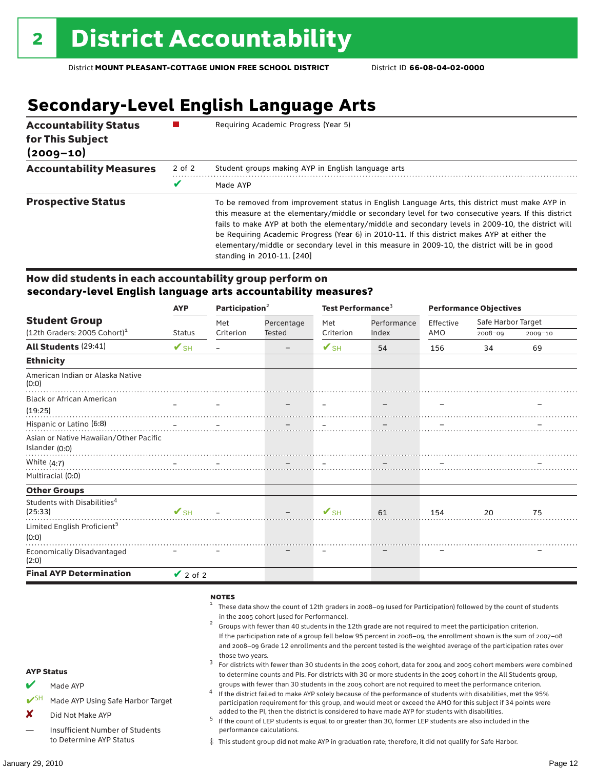# 2 District Accountability

District **MOUNT PLEASANT-COTTAGE UNION FREE SCHOOL DISTRICT** District ID **66-08-04-02-0000**

## Secondary-Level English Language Arts

| | | |
|---|---|---|
| **Accountability Status for This Subject (2009–10)** | ■ | Requiring Academic Progress (Year 5) |
| **Accountability Measures** | 2 of 2 | Student groups making AYP in English language arts |
| | ✔ | Made AYP |
| **Prospective Status** | | To be removed from improvement status in English Language Arts, this district must make AYP in this measure at the elementary/middle or secondary level for two consecutive years. If this district fails to make AYP at both the elementary/middle and secondary levels in 2009-10, the district will be Requiring Academic Progress (Year 6) in 2010-11. If this district makes AYP at either the elementary/middle or secondary level in this measure in 2009-10, the district will be in good standing in 2010-11. [240] |

### How did students in each accountability group perform on secondary-level English language arts accountability measures?

| Student Group (12th Graders: 2005 Cohort)[1] | AYP | Participation[2] | | Test Performance[3] | | Performance Objectives | | |
|---|---|---|---|---|---|---|---|---|
| | Status | Met Criterion | Percentage Tested | Met Criterion | Performance Index | Effective AMO | Safe Harbor Target 2008–09 | Safe Harbor Target 2009–10 |
| **All Students** (29:41) | ✔SH | – | – | ✔SH | 54 | 156 | 34 | 69 |
| **Ethnicity** | | | | | | | | |
| American Indian or Alaska Native (0:0) | | | | | | | | |
| Black or African American (19:25) | – | – | – | – | – | – | | – |
| Hispanic or Latino (6:8) | – | – | – | – | – | – | | – |
| Asian or Native Hawaiian/Other Pacific Islander (0:0) | | | | | | | | |
| White (4:7) | – | – | – | – | – | – | | – |
| Multiracial (0:0) | | | | | | | | |
| **Other Groups** | | | | | | | | |
| Students with Disabilities[4] (25:33) | ✔SH | – | – | ✔SH | 61 | 154 | 20 | 75 |
| Limited English Proficient[5] (0:0) | | | | | | | | |
| Economically Disadvantaged (2:0) | – | – | – | – | – | – | | – |
| **Final AYP Determination** | ✔ 2 of 2 | | | | | | | |

**NOTES**

1. These data show the count of 12th graders in 2008–09 (used for Participation) followed by the count of students in the 2005 cohort (used for Performance).
2. Groups with fewer than 40 students in the 12th grade are not required to meet the participation criterion. If the participation rate of a group fell below 95 percent in 2008–09, the enrollment shown is the sum of 2007–08 and 2008–09 Grade 12 enrollments and the percent tested is the weighted average of the participation rates over those two years.
3. For districts with fewer than 30 students in the 2005 cohort, data for 2004 and 2005 cohort members were combined to determine counts and PIs. For districts with 30 or more students in the 2005 cohort in the All Students group, groups with fewer than 30 students in the 2005 cohort are not required to meet the performance criterion.
4. If the district failed to make AYP solely because of the performance of students with disabilities, met the 95% participation requirement for this group, and would meet or exceed the AMO for this subject if 34 points were added to the PI, then the district is considered to have made AYP for students with disabilities.
5. If the count of LEP students is equal to or greater than 30, former LEP students are also included in the performance calculations.

‡ This student group did not make AYP in graduation rate; therefore, it did not qualify for Safe Harbor.

**AYP Status**

- ✔ Made AYP
- ✔SH Made AYP Using Safe Harbor Target
- ✘ Did Not Make AYP
- — Insufficient Number of Students to Determine AYP Status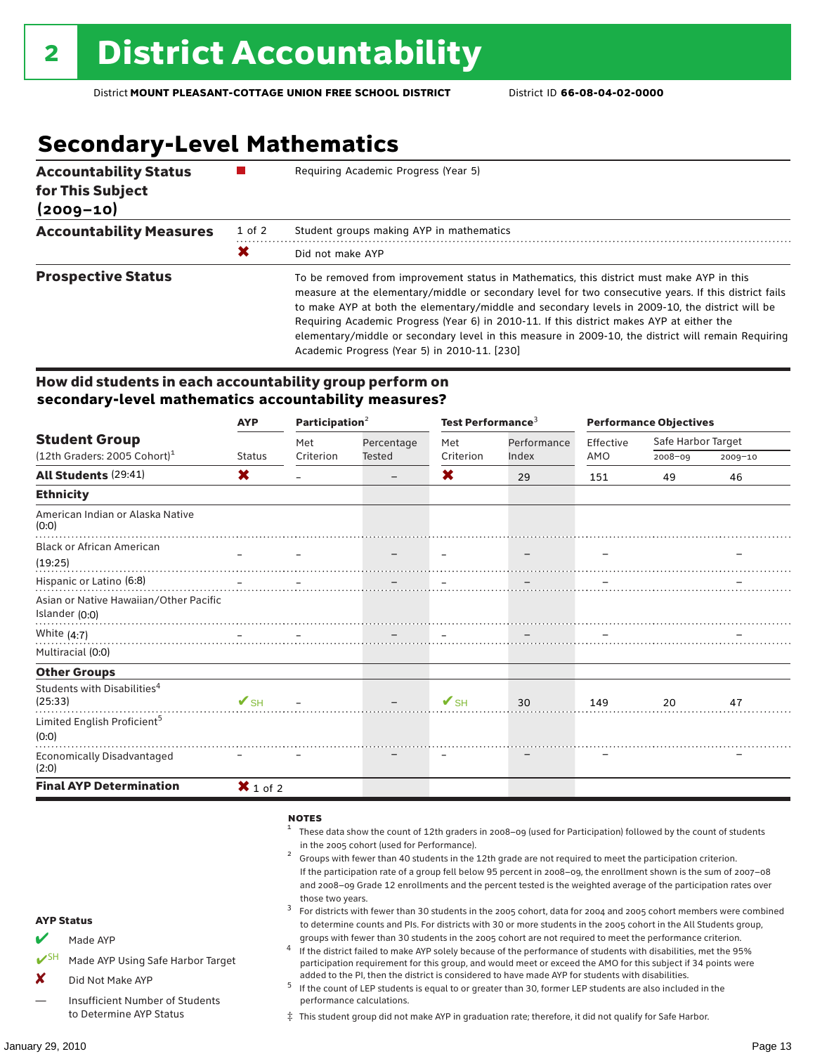# 2 District Accountability

District **MOUNT PLEASANT-COTTAGE UNION FREE SCHOOL DISTRICT** District ID **66-08-04-02-0000**

## Secondary-Level Mathematics

| | | |
|---|---|---|
| **Accountability Status for This Subject (2009–10)** | ■ | Requiring Academic Progress (Year 5) |
| **Accountability Measures** | 1 of 2 | Student groups making AYP in mathematics |
| | ✖ | Did not make AYP |
| **Prospective Status** | | To be removed from improvement status in Mathematics, this district must make AYP in this measure at the elementary/middle or secondary level for two consecutive years. If this district fails to make AYP at both the elementary/middle and secondary levels in 2009-10, the district will be Requiring Academic Progress (Year 6) in 2010-11. If this district makes AYP at either the elementary/middle or secondary level in this measure in 2009-10, the district will remain Requiring Academic Progress (Year 5) in 2010-11. [230] |

### How did students in each accountability group perform on secondary-level mathematics accountability measures?

| Student Group (12th Graders: 2005 Cohort)[1] | AYP Status | Participation[2] Met Criterion | Participation[2] Percentage Tested | Test Performance[3] Met Criterion | Test Performance[3] Performance Index | Performance Objectives Effective AMO | Safe Harbor Target 2008–09 | Safe Harbor Target 2009–10 |
|---|---|---|---|---|---|---|---|---|
| **All Students** (29:41) | ✖ | – | – | ✖ | 29 | 151 | 49 | 46 |
| **Ethnicity** | | | | | | | | |
| American Indian or Alaska Native (0:0) | | | | | | | | |
| Black or African American (19:25) | – | – | – | – | – | – | | – |
| Hispanic or Latino (6:8) | – | – | – | – | – | – | | – |
| Asian or Native Hawaiian/Other Pacific Islander (0:0) | | | | | | | | |
| White (4:7) | – | – | – | – | – | – | | – |
| Multiracial (0:0) | | | | | | | | |
| **Other Groups** | | | | | | | | |
| Students with Disabilities[4] (25:33) | ✔SH | – | – | ✔SH | 30 | 149 | 20 | 47 |
| Limited English Proficient[5] (0:0) | | | | | | | | |
| Economically Disadvantaged (2:0) | – | – | – | – | – | – | | – |
| **Final AYP Determination** | ✖ 1 of 2 | | | | | | | |

**AYP Status**

- ✔ Made AYP
- ✔SH Made AYP Using Safe Harbor Target
- ✘ Did Not Make AYP
- — Insufficient Number of Students to Determine AYP Status

**NOTES**

1. These data show the count of 12th graders in 2008–09 (used for Participation) followed by the count of students in the 2005 cohort (used for Performance).
2. Groups with fewer than 40 students in the 12th grade are not required to meet the participation criterion. If the participation rate of a group fell below 95 percent in 2008–09, the enrollment shown is the sum of 2007–08 and 2008–09 Grade 12 enrollments and the percent tested is the weighted average of the participation rates over those two years.
3. For districts with fewer than 30 students in the 2005 cohort, data for 2004 and 2005 cohort members were combined to determine counts and PIs. For districts with 30 or more students in the 2005 cohort in the All Students group, groups with fewer than 30 students in the 2005 cohort are not required to meet the performance criterion.
4. If the district failed to make AYP solely because of the performance of students with disabilities, met the 95% participation requirement for this group, and would meet or exceed the AMO for this subject if 34 points were added to the PI, then the district is considered to have made AYP for students with disabilities.
5. If the count of LEP students is equal to or greater than 30, former LEP students are also included in the performance calculations.

‡ This student group did not make AYP in graduation rate; therefore, it did not qualify for Safe Harbor.

January 29, 2010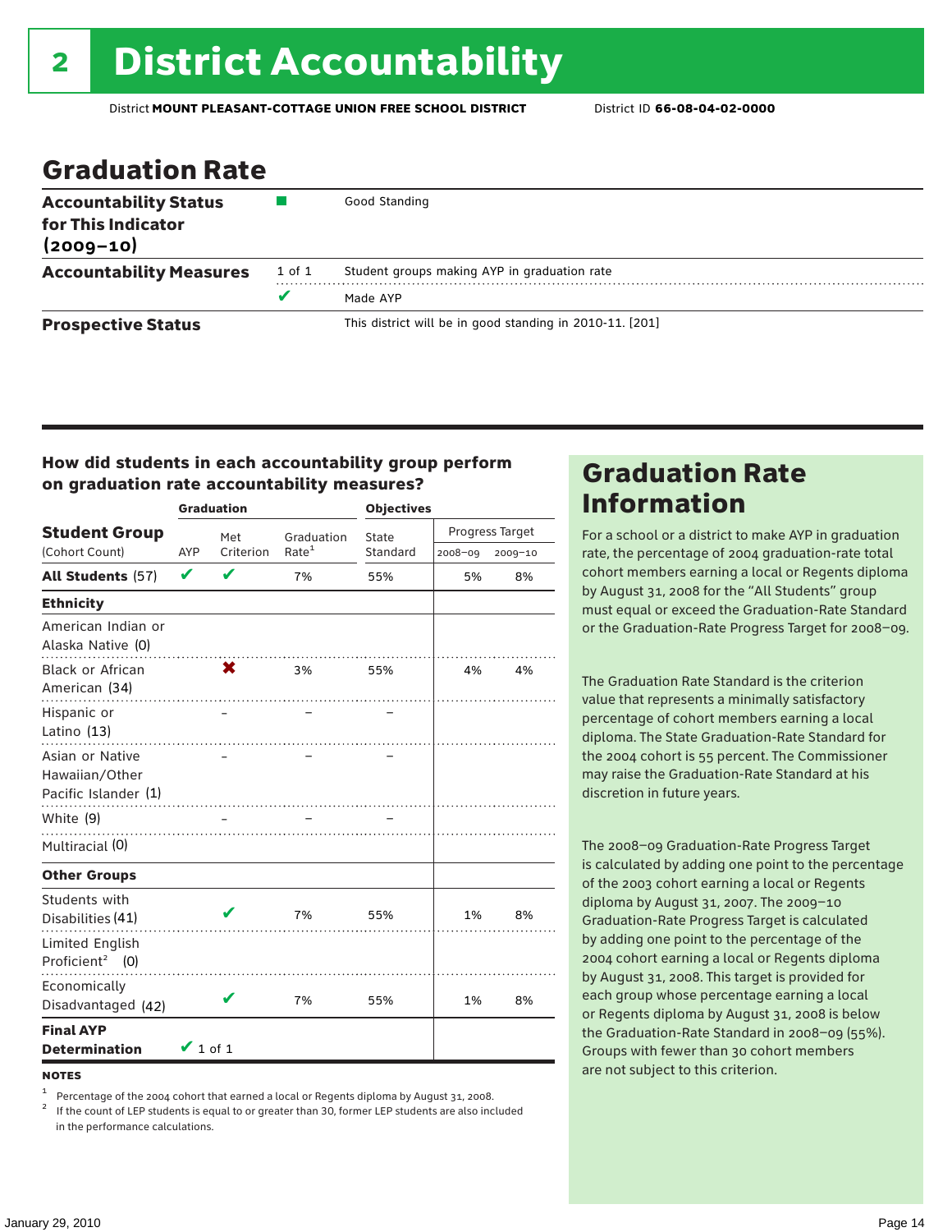# 2 District Accountability

District **MOUNT PLEASANT-COTTAGE UNION FREE SCHOOL DISTRICT** District ID **66-08-04-02-0000**

## Graduation Rate

| | | |
|---|---|---|
| **Accountability Status for This Indicator (2009–10)** | ■ | Good Standing |
| **Accountability Measures** | 1 of 1 | Student groups making AYP in graduation rate |
| | ✔ | Made AYP |
| **Prospective Status** | | This district will be in good standing in 2010-11. [201] |

### How did students in each accountability group perform on graduation rate accountability measures?

| Student Group (Cohort Count) | Graduation AYP | Met Criterion | Graduation Rate[1] | Objectives State Standard | Progress Target 2008–09 | Progress Target 2009–10 |
|---|---|---|---|---|---|---|
| **All Students** (57) | ✔ | ✔ | 7% | 55% | 5% | 8% |
| **Ethnicity** | | | | | | |
| American Indian or Alaska Native (0) | | | | | | |
| Black or African American (34) | | ✖ | 3% | 55% | 4% | 4% |
| Hispanic or Latino (13) | | – | – | – | | |
| Asian or Native Hawaiian/Other Pacific Islander (1) | | – | – | – | | |
| White (9) | | – | – | – | | |
| Multiracial (0) | | | | | | |
| **Other Groups** | | | | | | |
| Students with Disabilities (41) | | ✔ | 7% | 55% | 1% | 8% |
| Limited English Proficient[2] (0) | | | | | | |
| Economically Disadvantaged (42) | | ✔ | 7% | 55% | 1% | 8% |
| **Final AYP Determination** | ✔ 1 of 1 | | | | | |

**NOTES**

[1] Percentage of the 2004 cohort that earned a local or Regents diploma by August 31, 2008.

[2] If the count of LEP students is equal to or greater than 30, former LEP students are also included in the performance calculations.

## Graduation Rate Information

For a school or a district to make AYP in graduation rate, the percentage of 2004 graduation-rate total cohort members earning a local or Regents diploma by August 31, 2008 for the "All Students" group must equal or exceed the Graduation-Rate Standard or the Graduation-Rate Progress Target for 2008–09.

The Graduation Rate Standard is the criterion value that represents a minimally satisfactory percentage of cohort members earning a local diploma. The State Graduation-Rate Standard for the 2004 cohort is 55 percent. The Commissioner may raise the Graduation-Rate Standard at his discretion in future years.

The 2008–09 Graduation-Rate Progress Target is calculated by adding one point to the percentage of the 2003 cohort earning a local or Regents diploma by August 31, 2007. The 2009–10 Graduation-Rate Progress Target is calculated by adding one point to the percentage of the 2004 cohort earning a local or Regents diploma by August 31, 2008. This target is provided for each group whose percentage earning a local or Regents diploma by August 31, 2008 is below the Graduation-Rate Standard in 2008–09 (55%). Groups with fewer than 30 cohort members are not subject to this criterion.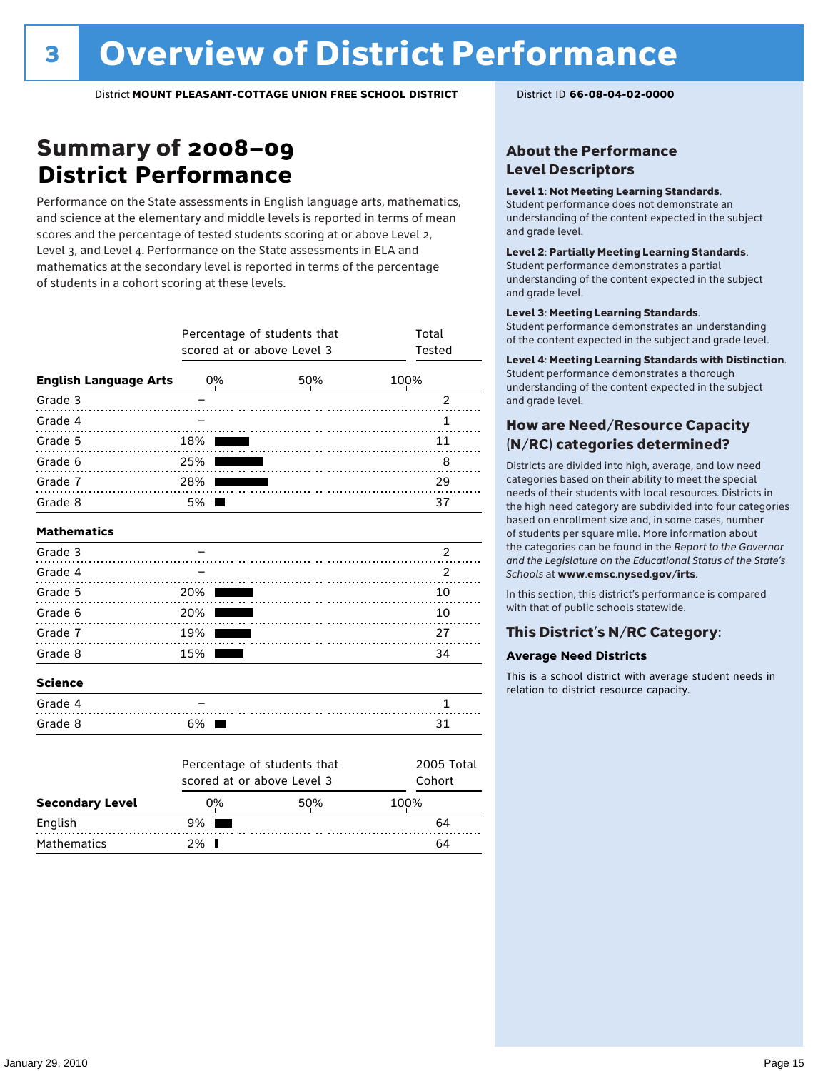# 3 Overview of District Performance

District **MOUNT PLEASANT-COTTAGE UNION FREE SCHOOL DISTRICT** District ID **66-08-04-02-0000**

## Summary of 2008–09 District Performance

Performance on the State assessments in English language arts, mathematics, and science at the elementary and middle levels is reported in terms of mean scores and the percentage of tested students scoring at or above Level 2, Level 3, and Level 4. Performance on the State assessments in ELA and mathematics at the secondary level is reported in terms of the percentage of students in a cohort scoring at these levels.

| | Percentage of students that scored at or above Level 3 | Total Tested |
|---|---|---|
| **English Language Arts** | | |
| Grade 3 | – | 2 |
| Grade 4 | – | 1 |
| Grade 5 | 18% | 11 |
| Grade 6 | 25% | 8 |
| Grade 7 | 28% | 29 |
| Grade 8 | 5% | 37 |
| **Mathematics** | | |
| Grade 3 | – | 2 |
| Grade 4 | – | 2 |
| Grade 5 | 20% | 10 |
| Grade 6 | 20% | 10 |
| Grade 7 | 19% | 27 |
| Grade 8 | 15% | 34 |
| **Science** | | |
| Grade 4 | – | 1 |
| Grade 8 | 6% | 31 |

| Secondary Level | Percentage of students that scored at or above Level 3 | 2005 Total Cohort |
|---|---|---|
| English | 9% | 64 |
| Mathematics | 2% | 64 |

### About the Performance Level Descriptors

**Level 1: Not Meeting Learning Standards.** Student performance does not demonstrate an understanding of the content expected in the subject and grade level.

**Level 2: Partially Meeting Learning Standards.** Student performance demonstrates a partial understanding of the content expected in the subject and grade level.

**Level 3: Meeting Learning Standards.** Student performance demonstrates an understanding of the content expected in the subject and grade level.

**Level 4: Meeting Learning Standards with Distinction.** Student performance demonstrates a thorough understanding of the content expected in the subject and grade level.

### How are Need/Resource Capacity (N/RC) categories determined?

Districts are divided into high, average, and low need categories based on their ability to meet the special needs of their students with local resources. Districts in the high need category are subdivided into four categories based on enrollment size and, in some cases, number of students per square mile. More information about the categories can be found in the *Report to the Governor and the Legislature on the Educational Status of the State's Schools* at **www.emsc.nysed.gov/irts**.

In this section, this district's performance is compared with that of public schools statewide.

### This District's N/RC Category:

**Average Need Districts**

This is a school district with average student needs in relation to district resource capacity.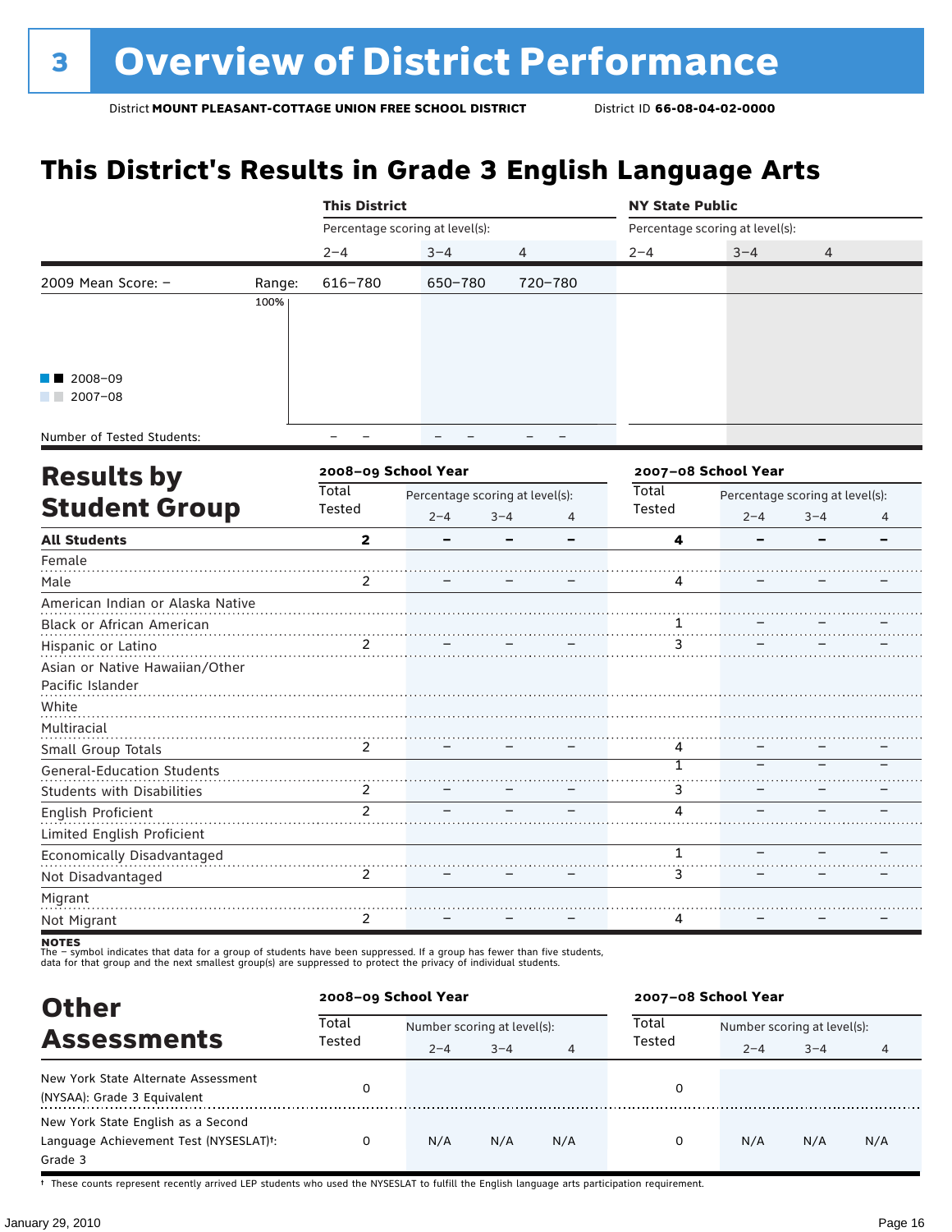# 3 Overview of District Performance

District **MOUNT PLEASANT-COTTAGE UNION FREE SCHOOL DISTRICT** District ID **66-08-04-02-0000**

## This District's Results in Grade 3 English Language Arts

| | | This District | | | NY State Public | | |
|---|---|---|---|---|---|---|---|
| | | Percentage scoring at level(s): | | | Percentage scoring at level(s): | | |
| | | 2–4 | 3–4 | 4 | 2–4 | 3–4 | 4 |
| 2009 Mean Score: – | Range: | 616–780 | 650–780 | 720–780 | | | |
| Number of Tested Students: | | – – | – – | – – | | | |

■■ 2008–09
■■ 2007–08

## Results by Student Group

| | 2008–09 School Year | | | | 2007–08 School Year | | | |
|---|---|---|---|---|---|---|---|---|
| | Total Tested | Percentage scoring at level(s): | | | Total Tested | Percentage scoring at level(s): | | |
| | | 2–4 | 3–4 | 4 | | 2–4 | 3–4 | 4 |
| **All Students** | **2** | **–** | **–** | **–** | **4** | **–** | **–** | **–** |
| Female | | | | | | | | |
| Male | 2 | – | – | – | 4 | – | – | – |
| American Indian or Alaska Native | | | | | | | | |
| Black or African American | | | | | 1 | – | – | – |
| Hispanic or Latino | 2 | – | – | – | 3 | – | – | – |
| Asian or Native Hawaiian/Other Pacific Islander | | | | | | | | |
| White | | | | | | | | |
| Multiracial | | | | | | | | |
| Small Group Totals | 2 | – | – | – | 4 | – | – | – |
| General-Education Students | | | | | 1 | – | – | – |
| Students with Disabilities | 2 | – | – | – | 3 | – | – | – |
| English Proficient | 2 | – | – | – | 4 | – | – | – |
| Limited English Proficient | | | | | | | | |
| Economically Disadvantaged | | | | | 1 | – | – | – |
| Not Disadvantaged | 2 | – | – | – | 3 | – | – | – |
| Migrant | | | | | | | | |
| Not Migrant | 2 | – | – | – | 4 | – | – | – |

**NOTES**
The – symbol indicates that data for a group of students have been suppressed. If a group has fewer than five students, data for that group and the next smallest group(s) are suppressed to protect the privacy of individual students.

## Other Assessments

| | 2008–09 School Year | | | | 2007–08 School Year | | | |
|---|---|---|---|---|---|---|---|---|
| | Total Tested | Number scoring at level(s): | | | Total Tested | Number scoring at level(s): | | |
| | | 2–4 | 3–4 | 4 | | 2–4 | 3–4 | 4 |
| New York State Alternate Assessment (NYSAA): Grade 3 Equivalent | 0 | | | | 0 | | | |
| New York State English as a Second Language Achievement Test (NYSESLAT)†: Grade 3 | 0 | N/A | N/A | N/A | 0 | N/A | N/A | N/A |

† These counts represent recently arrived LEP students who used the NYSESLAT to fulfill the English language arts participation requirement.

January 29, 2010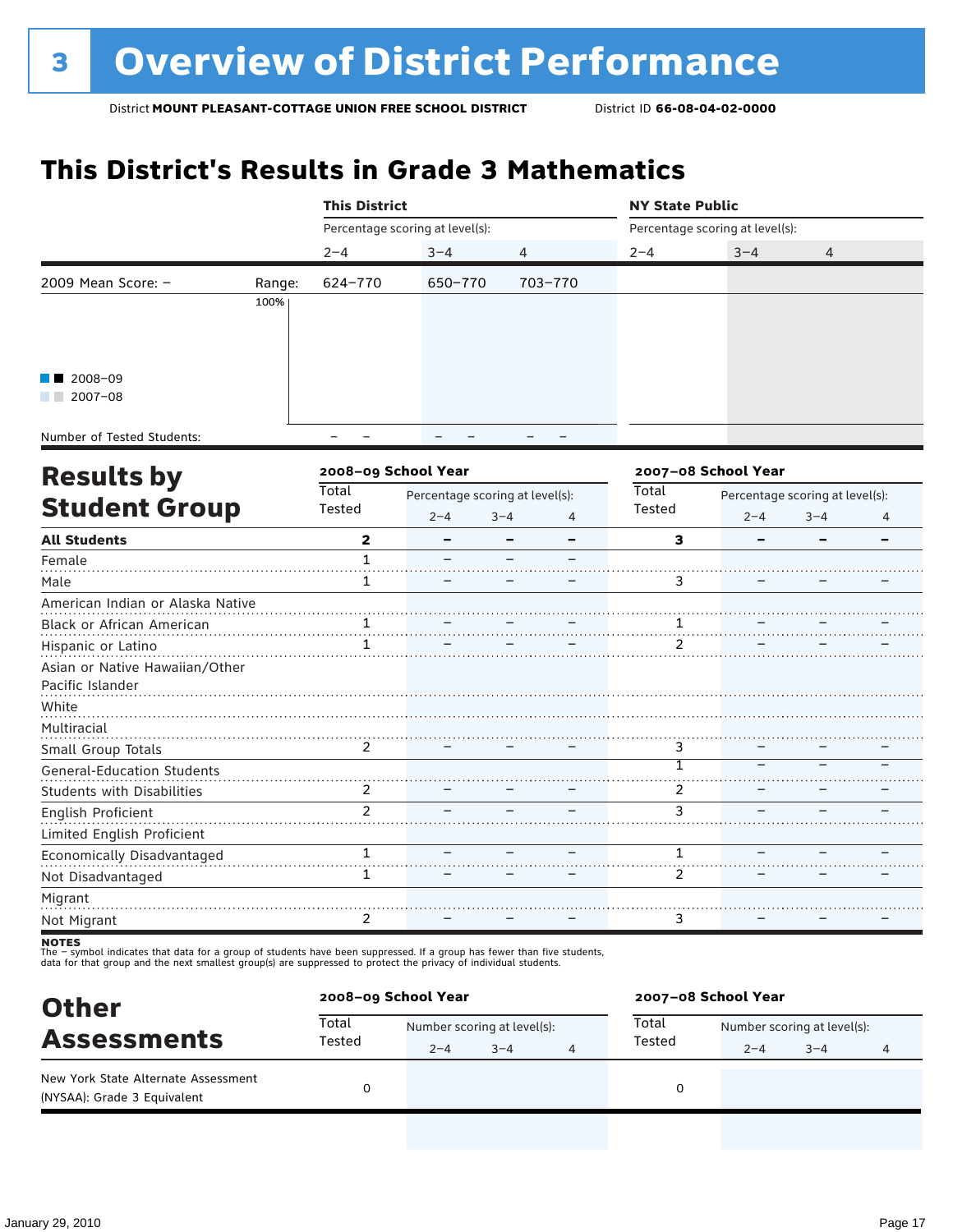# 3 Overview of District Performance

District **MOUNT PLEASANT-COTTAGE UNION FREE SCHOOL DISTRICT** District ID **66-08-04-02-0000**

## This District's Results in Grade 3 Mathematics

| | | This District | | | NY State Public | | |
|---|---|---|---|---|---|---|---|
| | | Percentage scoring at level(s): | | | Percentage scoring at level(s): | | |
| | | 2–4 | 3–4 | 4 | 2–4 | 3–4 | 4 |
| 2009 Mean Score: – | Range: | 624–770 | 650–770 | 703–770 | | | |
| Number of Tested Students: | | – – | – – | – – | | | |

■■ 2008–09
■■ 2007–08

## Results by Student Group

| | 2008–09 School Year | | | | 2007–08 School Year | | | |
|---|---|---|---|---|---|---|---|---|
| | Total Tested | Percentage scoring at level(s): 2–4 | 3–4 | 4 | Total Tested | Percentage scoring at level(s): 2–4 | 3–4 | 4 |
| **All Students** | **2** | **–** | **–** | **–** | **3** | **–** | **–** | **–** |
| Female | 1 | – | – | – | | | | |
| Male | 1 | – | – | – | 3 | – | – | – |
| American Indian or Alaska Native | | | | | | | | |
| Black or African American | 1 | – | – | – | 1 | – | – | – |
| Hispanic or Latino | 1 | – | – | – | 2 | – | – | – |
| Asian or Native Hawaiian/Other Pacific Islander | | | | | | | | |
| White | | | | | | | | |
| Multiracial | | | | | | | | |
| Small Group Totals | 2 | – | – | – | 3 | – | – | – |
| General-Education Students | | | | | 1 | – | – | – |
| Students with Disabilities | 2 | – | – | – | 2 | – | – | – |
| English Proficient | 2 | – | – | – | 3 | – | – | – |
| Limited English Proficient | | | | | | | | |
| Economically Disadvantaged | 1 | – | – | – | 1 | – | – | – |
| Not Disadvantaged | 1 | – | – | – | 2 | – | – | – |
| Migrant | | | | | | | | |
| Not Migrant | 2 | – | – | – | 3 | – | – | – |

**NOTES**
The – symbol indicates that data for a group of students have been suppressed. If a group has fewer than five students, data for that group and the next smallest group(s) are suppressed to protect the privacy of individual students.

## Other Assessments

| | 2008–09 School Year | | | | 2007–08 School Year | | | |
|---|---|---|---|---|---|---|---|---|
| | Total Tested | Number scoring at level(s): 2–4 | 3–4 | 4 | Total Tested | Number scoring at level(s): 2–4 | 3–4 | 4 |
| New York State Alternate Assessment (NYSAA): Grade 3 Equivalent | 0 | | | | 0 | | | |

January 29, 2010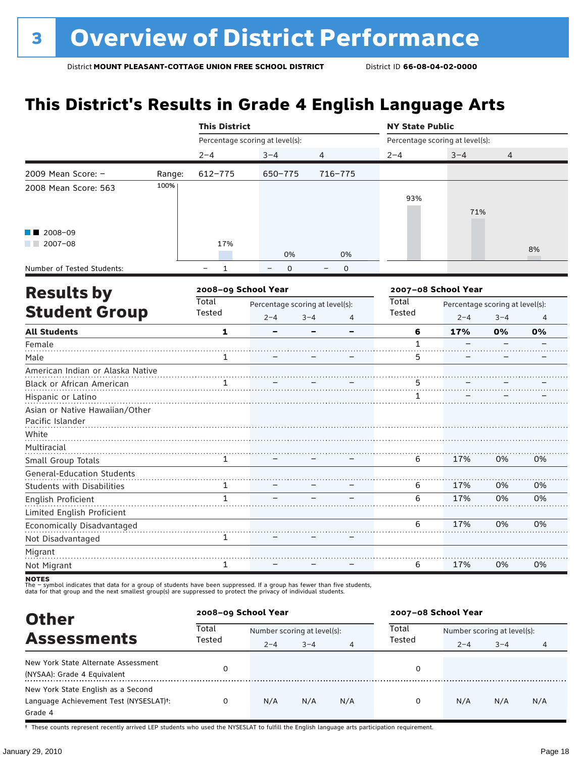# 3 Overview of District Performance

District **MOUNT PLEASANT-COTTAGE UNION FREE SCHOOL DISTRICT** District ID **66-08-04-02-0000**

## This District's Results in Grade 4 English Language Arts

| | | This District | | | NY State Public | | |
|---|---|---|---|---|---|---|---|
| | | Percentage scoring at level(s): | | | Percentage scoring at level(s): | | |
| | | 2–4 | 3–4 | 4 | 2–4 | 3–4 | 4 |
| 2009 Mean Score: – | Range: | 612–775 | 650–775 | 716–775 | | | |
| 2008 Mean Score: 563 | | 17% | 0% | 0% | 93% | 71% | 8% |
| Number of Tested Students: | | – 1 | – 0 | – 0 | | | |

■■ 2008–09 ■■ 2007–08

## Results by Student Group

| | 2008–09 School Year | | | | 2007–08 School Year | | | |
|---|---|---|---|---|---|---|---|---|
| | Total Tested | Percentage scoring at level(s): | | | Total Tested | Percentage scoring at level(s): | | |
| | | 2–4 | 3–4 | 4 | | 2–4 | 3–4 | 4 |
| **All Students** | **1** | **–** | **–** | **–** | **6** | **17%** | **0%** | **0%** |
| Female | | | | | 1 | – | – | – |
| Male | 1 | – | – | – | 5 | – | – | – |
| American Indian or Alaska Native | | | | | | | | |
| Black or African American | 1 | – | – | – | 5 | – | – | – |
| Hispanic or Latino | | | | | 1 | – | – | – |
| Asian or Native Hawaiian/Other Pacific Islander | | | | | | | | |
| White | | | | | | | | |
| Multiracial | | | | | | | | |
| Small Group Totals | 1 | – | – | – | 6 | 17% | 0% | 0% |
| General-Education Students | | | | | | | | |
| Students with Disabilities | 1 | – | – | – | 6 | 17% | 0% | 0% |
| English Proficient | 1 | – | – | – | 6 | 17% | 0% | 0% |
| Limited English Proficient | | | | | | | | |
| Economically Disadvantaged | | | | | 6 | 17% | 0% | 0% |
| Not Disadvantaged | 1 | – | – | – | | | | |
| Migrant | | | | | | | | |
| Not Migrant | 1 | – | – | – | 6 | 17% | 0% | 0% |

**NOTES**
The – symbol indicates that data for a group of students have been suppressed. If a group has fewer than five students, data for that group and the next smallest group(s) are suppressed to protect the privacy of individual students.

## Other Assessments

| | 2008–09 School Year | | | | 2007–08 School Year | | | |
|---|---|---|---|---|---|---|---|---|
| | Total Tested | Number scoring at level(s): | | | Total Tested | Number scoring at level(s): | | |
| | | 2–4 | 3–4 | 4 | | 2–4 | 3–4 | 4 |
| New York State Alternate Assessment (NYSAA): Grade 4 Equivalent | 0 | | | | 0 | | | |
| New York State English as a Second Language Achievement Test (NYSESLAT)†: Grade 4 | 0 | N/A | N/A | N/A | 0 | N/A | N/A | N/A |

† These counts represent recently arrived LEP students who used the NYSESLAT to fulfill the English language arts participation requirement.

January 29, 2010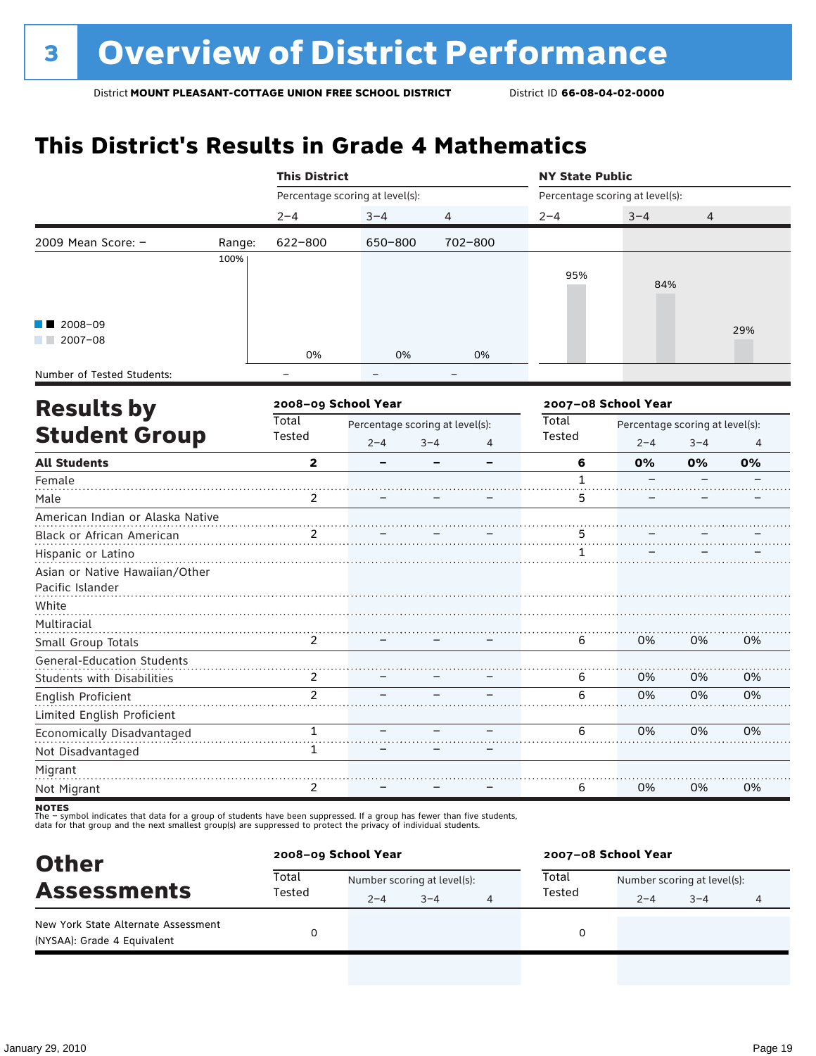# 3 Overview of District Performance

District **MOUNT PLEASANT-COTTAGE UNION FREE SCHOOL DISTRICT** District ID **66-08-04-02-0000**

## This District's Results in Grade 4 Mathematics

| | | This District | | | NY State Public | | |
|---|---|---|---|---|---|---|---|
| | | Percentage scoring at level(s): | | | Percentage scoring at level(s): | | |
| | | 2–4 | 3–4 | 4 | 2–4 | 3–4 | 4 |
| 2009 Mean Score: – | Range: | 622–800 | 650–800 | 702–800 | | | |
| 2008–09 / 2007–08 | | 0% | 0% | 0% | 95% | 84% | 29% |
| Number of Tested Students: | | – | – | – | | | |

## Results by Student Group

| | 2008–09 School Year | | | | 2007–08 School Year | | | |
|---|---|---|---|---|---|---|---|---|
| | Total Tested | Percentage scoring at level(s): | | | Total Tested | Percentage scoring at level(s): | | |
| | | 2–4 | 3–4 | 4 | | 2–4 | 3–4 | 4 |
| **All Students** | **2** | **–** | **–** | **–** | **6** | **0%** | **0%** | **0%** |
| Female | | | | | 1 | – | – | – |
| Male | 2 | – | – | – | 5 | – | – | – |
| American Indian or Alaska Native | | | | | | | | |
| Black or African American | 2 | – | – | – | 5 | – | – | – |
| Hispanic or Latino | | | | | 1 | – | – | – |
| Asian or Native Hawaiian/Other Pacific Islander | | | | | | | | |
| White | | | | | | | | |
| Multiracial | | | | | | | | |
| Small Group Totals | 2 | – | – | – | 6 | 0% | 0% | 0% |
| General-Education Students | | | | | | | | |
| Students with Disabilities | 2 | – | – | – | 6 | 0% | 0% | 0% |
| English Proficient | 2 | – | – | – | 6 | 0% | 0% | 0% |
| Limited English Proficient | | | | | | | | |
| Economically Disadvantaged | 1 | – | – | – | 6 | 0% | 0% | 0% |
| Not Disadvantaged | 1 | – | – | – | | | | |
| Migrant | | | | | | | | |
| Not Migrant | 2 | – | – | – | 6 | 0% | 0% | 0% |

**NOTES**
The – symbol indicates that data for a group of students have been suppressed. If a group has fewer than five students, data for that group and the next smallest group(s) are suppressed to protect the privacy of individual students.

## Other Assessments

| | 2008–09 School Year | | | | 2007–08 School Year | | | |
|---|---|---|---|---|---|---|---|---|
| | Total Tested | Number scoring at level(s): | | | Total Tested | Number scoring at level(s): | | |
| | | 2–4 | 3–4 | 4 | | 2–4 | 3–4 | 4 |
| New York State Alternate Assessment (NYSAA): Grade 4 Equivalent | 0 | | | | 0 | | | |

January 29, 2010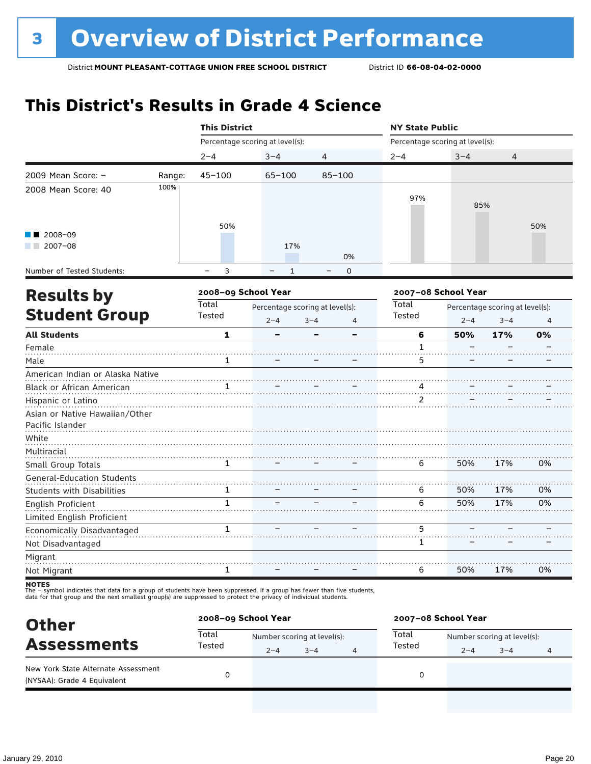# 3 Overview of District Performance

District **MOUNT PLEASANT-COTTAGE UNION FREE SCHOOL DISTRICT** District ID **66-08-04-02-0000**

## This District's Results in Grade 4 Science

| | | This District | | | NY State Public | | |
|---|---|---|---|---|---|---|---|
| | | Percentage scoring at level(s): | | | Percentage scoring at level(s): | | |
| | | 2–4 | 3–4 | 4 | 2–4 | 3–4 | 4 |
| 2009 Mean Score: – | Range: | 45–100 | 65–100 | 85–100 | | | |
| 2008 Mean Score: 40 | | | | | | | |
| 2008–09 | | | | | | | |
| 2007–08 | | 50% | 17% | 0% | 97% | 85% | 50% |
| Number of Tested Students: | | – 3 | – 1 | – 0 | | | |

## Results by Student Group

| | 2008–09 School Year | | | | 2007–08 School Year | | | |
|---|---|---|---|---|---|---|---|---|
| | Total Tested | Percentage scoring at level(s): | | | Total Tested | Percentage scoring at level(s): | | |
| | | 2–4 | 3–4 | 4 | | 2–4 | 3–4 | 4 |
| **All Students** | **1** | **–** | **–** | **–** | **6** | **50%** | **17%** | **0%** |
| Female | | | | | 1 | – | – | – |
| Male | 1 | – | – | – | 5 | – | – | – |
| American Indian or Alaska Native | | | | | | | | |
| Black or African American | 1 | – | – | – | 4 | – | – | – |
| Hispanic or Latino | | | | | 2 | – | – | – |
| Asian or Native Hawaiian/Other Pacific Islander | | | | | | | | |
| White | | | | | | | | |
| Multiracial | | | | | | | | |
| Small Group Totals | 1 | – | – | – | 6 | 50% | 17% | 0% |
| General-Education Students | | | | | | | | |
| Students with Disabilities | 1 | – | – | – | 6 | 50% | 17% | 0% |
| English Proficient | 1 | – | – | – | 6 | 50% | 17% | 0% |
| Limited English Proficient | | | | | | | | |
| Economically Disadvantaged | 1 | – | – | – | 5 | – | – | – |
| Not Disadvantaged | | | | | 1 | – | – | – |
| Migrant | | | | | | | | |
| Not Migrant | 1 | – | – | – | 6 | 50% | 17% | 0% |

**NOTES**
The – symbol indicates that data for a group of students have been suppressed. If a group has fewer than five students, data for that group and the next smallest group(s) are suppressed to protect the privacy of individual students.

## Other Assessments

| | 2008–09 School Year | | | | 2007–08 School Year | | | |
|---|---|---|---|---|---|---|---|---|
| | Total Tested | Number scoring at level(s): | | | Total Tested | Number scoring at level(s): | | |
| | | 2–4 | 3–4 | 4 | | 2–4 | 3–4 | 4 |
| New York State Alternate Assessment (NYSAA): Grade 4 Equivalent | 0 | | | | 0 | | | |

January 29, 2010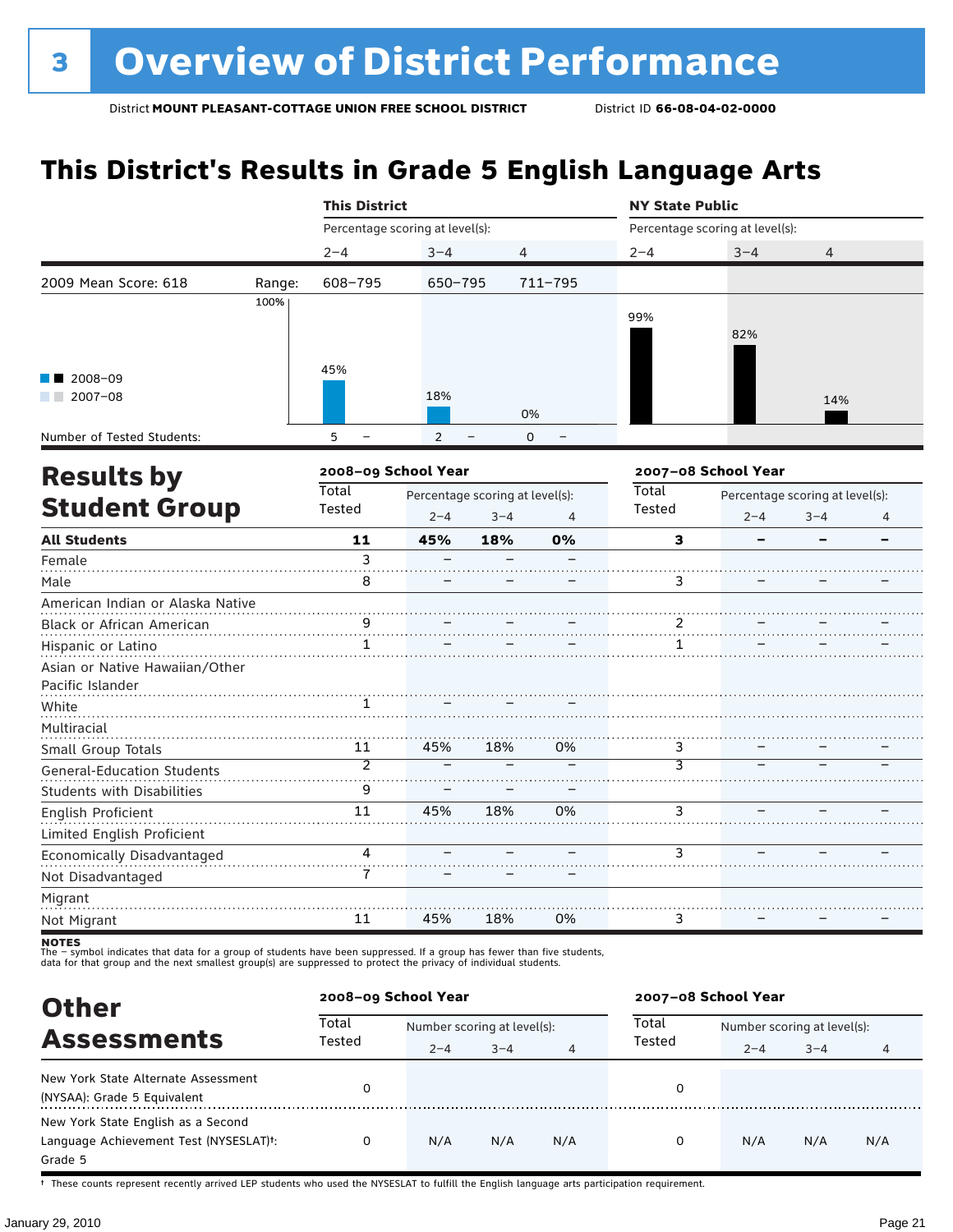# 3 Overview of District Performance

District **MOUNT PLEASANT-COTTAGE UNION FREE SCHOOL DISTRICT** District ID **66-08-04-02-0000**

## This District's Results in Grade 5 English Language Arts

| | | This District | | | NY State Public | | |
|---|---|---|---|---|---|---|---|
| | | Percentage scoring at level(s): | | | Percentage scoring at level(s): | | |
| | | 2–4 | 3–4 | 4 | 2–4 | 3–4 | 4 |
| 2009 Mean Score: 618 | Range: | 608–795 | 650–795 | 711–795 | | | |
| 2008–09 | | 45% | 18% | 0% | 99% | 82% | 14% |
| 2007–08 | | | | | | | |
| Number of Tested Students: | | 5 – | 2 – | 0 – | | | |

## Results by Student Group

| | 2008–09 School Year | | | | 2007–08 School Year | | | |
|---|---|---|---|---|---|---|---|---|
| | Total Tested | Percentage scoring at level(s): | | | Total Tested | Percentage scoring at level(s): | | |
| | | 2–4 | 3–4 | 4 | | 2–4 | 3–4 | 4 |
| **All Students** | **11** | **45%** | **18%** | **0%** | **3** | **–** | **–** | **–** |
| Female | 3 | – | – | – | | | | |
| Male | 8 | – | – | – | 3 | – | – | – |
| American Indian or Alaska Native | | | | | | | | |
| Black or African American | 9 | – | – | – | 2 | – | – | – |
| Hispanic or Latino | 1 | – | – | – | 1 | – | – | – |
| Asian or Native Hawaiian/Other Pacific Islander | | | | | | | | |
| White | 1 | – | – | – | | | | |
| Multiracial | | | | | | | | |
| Small Group Totals | 11 | 45% | 18% | 0% | 3 | – | – | – |
| General-Education Students | 2 | – | – | – | 3 | – | – | – |
| Students with Disabilities | 9 | – | – | – | | | | |
| English Proficient | 11 | 45% | 18% | 0% | 3 | – | – | – |
| Limited English Proficient | | | | | | | | |
| Economically Disadvantaged | 4 | – | – | – | 3 | – | – | – |
| Not Disadvantaged | 7 | – | – | – | | | | |
| Migrant | | | | | | | | |
| Not Migrant | 11 | 45% | 18% | 0% | 3 | – | – | – |

**NOTES**
The – symbol indicates that data for a group of students have been suppressed. If a group has fewer than five students, data for that group and the next smallest group(s) are suppressed to protect the privacy of individual students.

## Other Assessments

| | 2008–09 School Year | | | | 2007–08 School Year | | | |
|---|---|---|---|---|---|---|---|---|
| | Total Tested | Number scoring at level(s): | | | Total Tested | Number scoring at level(s): | | |
| | | 2–4 | 3–4 | 4 | | 2–4 | 3–4 | 4 |
| New York State Alternate Assessment (NYSAA): Grade 5 Equivalent | 0 | | | | 0 | | | |
| New York State English as a Second Language Achievement Test (NYSESLAT)†: Grade 5 | 0 | N/A | N/A | N/A | 0 | N/A | N/A | N/A |

† These counts represent recently arrived LEP students who used the NYSESLAT to fulfill the English language arts participation requirement.

January 29, 2010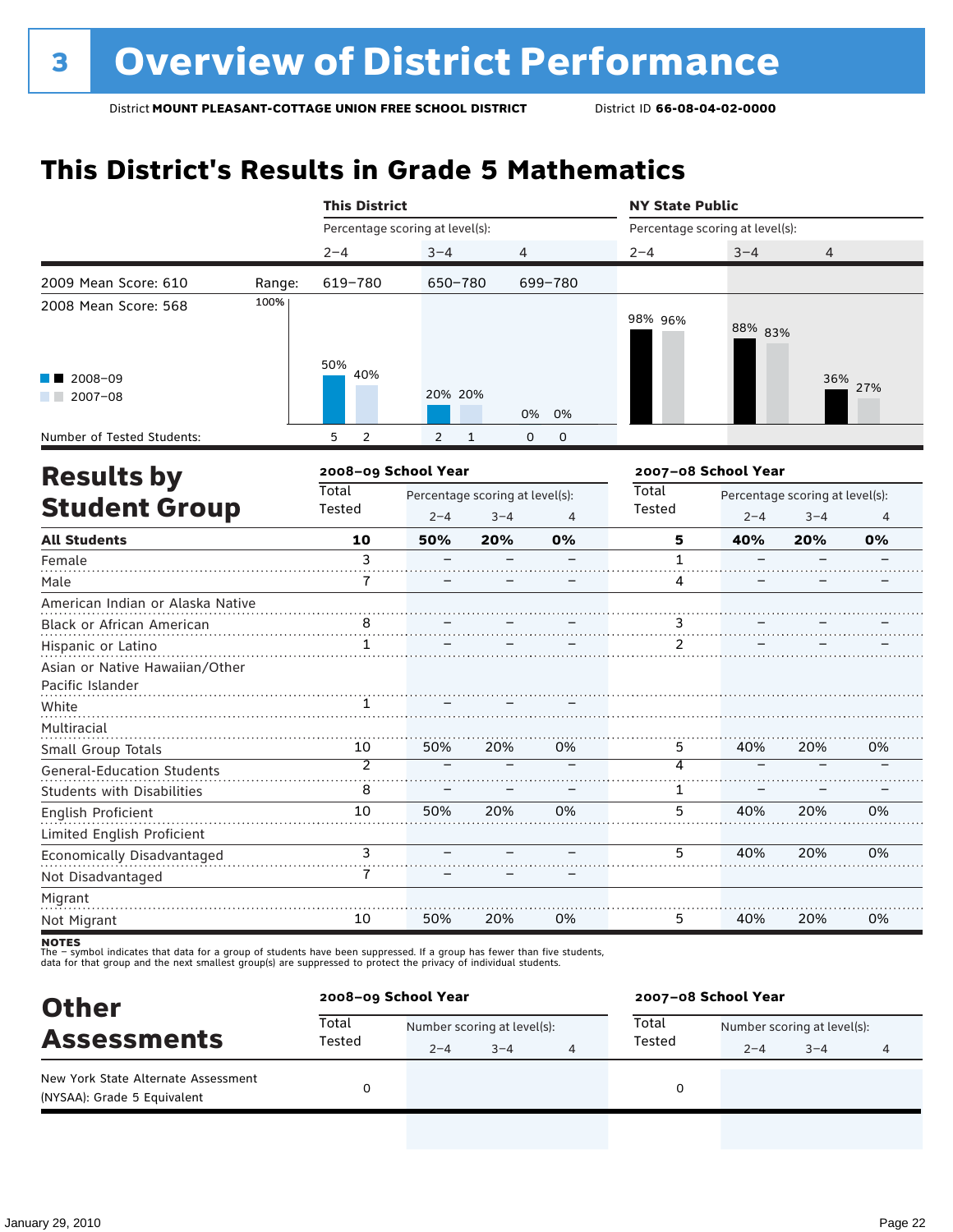# 3 Overview of District Performance

District **MOUNT PLEASANT-COTTAGE UNION FREE SCHOOL DISTRICT** District ID **66-08-04-02-0000**

## This District's Results in Grade 5 Mathematics

| | | This District | | | NY State Public | | |
|---|---|---|---|---|---|---|---|
| | | Percentage scoring at level(s): | | | Percentage scoring at level(s): | | |
| | | 2–4 | 3–4 | 4 | 2–4 | 3–4 | 4 |
| 2009 Mean Score: 610 | Range: | 619–780 | 650–780 | 699–780 | | | |
| 2008 Mean Score: 568 | | | | | | | |
| 2008–09 | | 50% | 20% | 0% | 98% | 88% | 36% |
| 2007–08 | | 40% | 20% | 0% | 96% | 83% | 27% |
| Number of Tested Students: 2008–09 | | 5 | 2 | 0 | | | |
| Number of Tested Students: 2007–08 | | 2 | 1 | 0 | | | |

## Results by Student Group

| | 2008–09 School Year | | | | 2007–08 School Year | | | |
|---|---|---|---|---|---|---|---|---|
| | Total Tested | Percentage scoring at level(s): | | | Total Tested | Percentage scoring at level(s): | | |
| | | 2–4 | 3–4 | 4 | | 2–4 | 3–4 | 4 |
| **All Students** | **10** | **50%** | **20%** | **0%** | **5** | **40%** | **20%** | **0%** |
| Female | 3 | – | – | – | 1 | – | – | – |
| Male | 7 | – | – | – | 4 | – | – | – |
| American Indian or Alaska Native | | | | | | | | |
| Black or African American | 8 | – | – | – | 3 | – | – | – |
| Hispanic or Latino | 1 | – | – | – | 2 | – | – | – |
| Asian or Native Hawaiian/Other Pacific Islander | | | | | | | | |
| White | 1 | – | – | – | | | | |
| Multiracial | | | | | | | | |
| Small Group Totals | 10 | 50% | 20% | 0% | 5 | 40% | 20% | 0% |
| General-Education Students | 2 | – | – | – | 4 | – | – | – |
| Students with Disabilities | 8 | – | – | – | 1 | – | – | – |
| English Proficient | 10 | 50% | 20% | 0% | 5 | 40% | 20% | 0% |
| Limited English Proficient | | | | | | | | |
| Economically Disadvantaged | 3 | – | – | – | 5 | 40% | 20% | 0% |
| Not Disadvantaged | 7 | – | – | – | | | | |
| Migrant | | | | | | | | |
| Not Migrant | 10 | 50% | 20% | 0% | 5 | 40% | 20% | 0% |

**NOTES**
The – symbol indicates that data for a group of students have been suppressed. If a group has fewer than five students, data for that group and the next smallest group(s) are suppressed to protect the privacy of individual students.

## Other Assessments

| | 2008–09 School Year | | | | 2007–08 School Year | | | |
|---|---|---|---|---|---|---|---|---|
| | Total Tested | Number scoring at level(s): | | | Total Tested | Number scoring at level(s): | | |
| | | 2–4 | 3–4 | 4 | | 2–4 | 3–4 | 4 |
| New York State Alternate Assessment (NYSAA): Grade 5 Equivalent | 0 | | | | 0 | | | |

January 29, 2010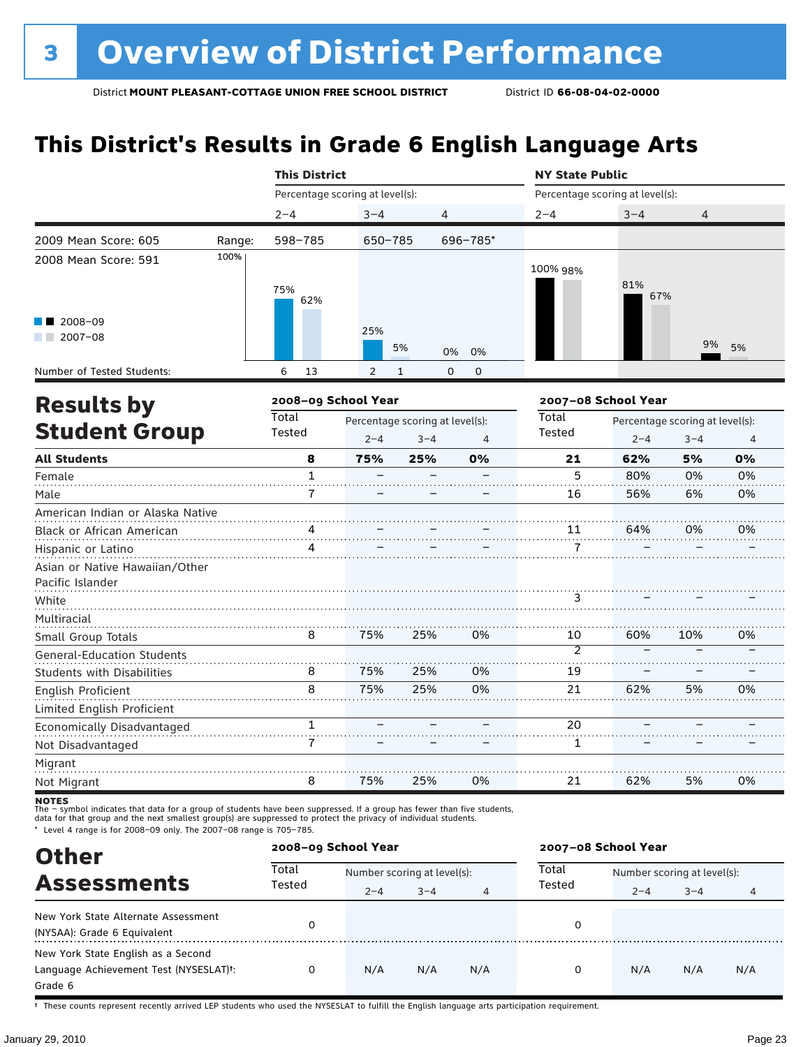# 3 Overview of District Performance

District **MOUNT PLEASANT-COTTAGE UNION FREE SCHOOL DISTRICT** District ID **66-08-04-02-0000**

## This District's Results in Grade 6 English Language Arts

| | | This District | | | NY State Public | | |
|---|---|---|---|---|---|---|---|
| | | Percentage scoring at level(s): | | | Percentage scoring at level(s): | | |
| | | 2–4 | 3–4 | 4 | 2–4 | 3–4 | 4 |
| 2009 Mean Score: 605 | Range: | 598–785 | 650–785 | 696–785* | | | |
| 2008 Mean Score: 591 | | | | | | | |
| 2008–09 | | 75% | 25% | 0% | 100% | 81% | 9% |
| 2007–08 | | 62% | 5% | 0% | 98% | 67% | 5% |
| Number of Tested Students: 2008–09 | | 6 | 2 | 0 | | | |
| Number of Tested Students: 2007–08 | | 13 | 1 | 0 | | | |

## Results by Student Group

| | 2008–09 School Year | | | | 2007–08 School Year | | | |
|---|---|---|---|---|---|---|---|---|
| | Total Tested | Percentage scoring at level(s): 2–4 | 3–4 | 4 | Total Tested | Percentage scoring at level(s): 2–4 | 3–4 | 4 |
| **All Students** | **8** | **75%** | **25%** | **0%** | **21** | **62%** | **5%** | **0%** |
| Female | 1 | – | – | – | 5 | 80% | 0% | 0% |
| Male | 7 | – | – | – | 16 | 56% | 6% | 0% |
| American Indian or Alaska Native | | | | | | | | |
| Black or African American | 4 | – | – | – | 11 | 64% | 0% | 0% |
| Hispanic or Latino | 4 | – | – | – | 7 | – | – | – |
| Asian or Native Hawaiian/Other Pacific Islander | | | | | | | | |
| White | | | | | 3 | – | – | – |
| Multiracial | | | | | | | | |
| Small Group Totals | 8 | 75% | 25% | 0% | 10 | 60% | 10% | 0% |
| General-Education Students | | | | | 2 | – | – | – |
| Students with Disabilities | 8 | 75% | 25% | 0% | 19 | – | – | – |
| English Proficient | 8 | 75% | 25% | 0% | 21 | 62% | 5% | 0% |
| Limited English Proficient | | | | | | | | |
| Economically Disadvantaged | 1 | – | – | – | 20 | – | – | – |
| Not Disadvantaged | 7 | – | – | – | 1 | – | – | – |
| Migrant | | | | | | | | |
| Not Migrant | 8 | 75% | 25% | 0% | 21 | 62% | 5% | 0% |

**NOTES**
The – symbol indicates that data for a group of students have been suppressed. If a group has fewer than five students, data for that group and the next smallest group(s) are suppressed to protect the privacy of individual students.
* Level 4 range is for 2008–09 only. The 2007–08 range is 705–785.

## Other Assessments

| | 2008–09 School Year | | | | 2007–08 School Year | | | |
|---|---|---|---|---|---|---|---|---|
| | Total Tested | Number scoring at level(s): 2–4 | 3–4 | 4 | Total Tested | Number scoring at level(s): 2–4 | 3–4 | 4 |
| New York State Alternate Assessment (NYSAA): Grade 6 Equivalent | 0 | | | | 0 | | | |
| New York State English as a Second Language Achievement Test (NYSESLAT)†: Grade 6 | 0 | N/A | N/A | N/A | 0 | N/A | N/A | N/A |

† These counts represent recently arrived LEP students who used the NYSESLAT to fulfill the English language arts participation requirement.

January 29, 2010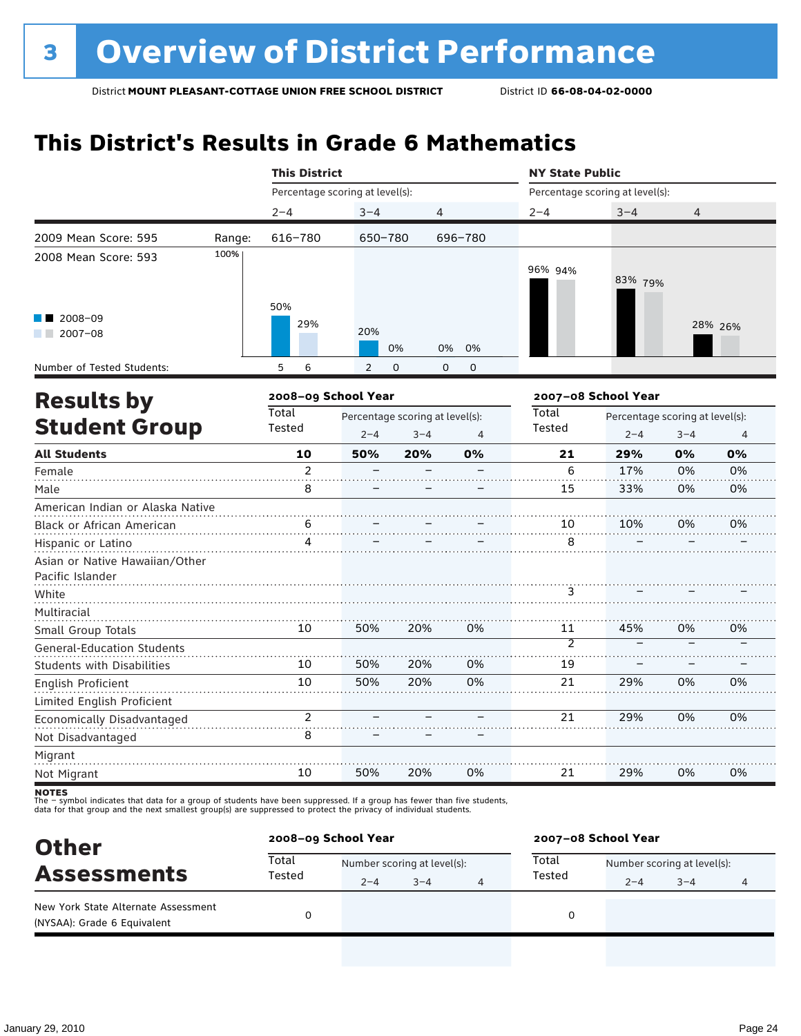# 3 Overview of District Performance

District **MOUNT PLEASANT-COTTAGE UNION FREE SCHOOL DISTRICT** District ID **66-08-04-02-0000**

## This District's Results in Grade 6 Mathematics

| | | This District | | | NY State Public | | |
|---|---|---|---|---|---|---|---|
| | | Percentage scoring at level(s): | | | Percentage scoring at level(s): | | |
| | | 2–4 | 3–4 | 4 | 2–4 | 3–4 | 4 |
| 2009 Mean Score: 595 | Range: | 616–780 | 650–780 | 696–780 | | | |
| 2008 Mean Score: 593 | | | | | | | |
| 2008–09 | | 50% | 20% | 0% | 96% | 83% | 28% |
| 2007–08 | | 29% | 0% | 0% | 94% | 79% | 26% |
| Number of Tested Students: 2008–09 | | 5 | 2 | 0 | | | |
| Number of Tested Students: 2007–08 | | 6 | 0 | 0 | | | |

## Results by Student Group

| | 2008–09 School Year | | | | 2007–08 School Year | | | |
|---|---|---|---|---|---|---|---|---|
| | Total Tested | Percentage scoring at level(s): 2–4 | 3–4 | 4 | Total Tested | Percentage scoring at level(s): 2–4 | 3–4 | 4 |
| **All Students** | **10** | **50%** | **20%** | **0%** | **21** | **29%** | **0%** | **0%** |
| Female | 2 | – | – | – | 6 | 17% | 0% | 0% |
| Male | 8 | – | – | – | 15 | 33% | 0% | 0% |
| American Indian or Alaska Native | | | | | | | | |
| Black or African American | 6 | – | – | – | 10 | 10% | 0% | 0% |
| Hispanic or Latino | 4 | – | – | – | 8 | – | – | – |
| Asian or Native Hawaiian/Other Pacific Islander | | | | | | | | |
| White | | | | | 3 | – | – | – |
| Multiracial | | | | | | | | |
| Small Group Totals | 10 | 50% | 20% | 0% | 11 | 45% | 0% | 0% |
| General-Education Students | | | | | 2 | – | – | – |
| Students with Disabilities | 10 | 50% | 20% | 0% | 19 | – | – | – |
| English Proficient | 10 | 50% | 20% | 0% | 21 | 29% | 0% | 0% |
| Limited English Proficient | | | | | | | | |
| Economically Disadvantaged | 2 | – | – | – | 21 | 29% | 0% | 0% |
| Not Disadvantaged | 8 | – | – | – | | | | |
| Migrant | | | | | | | | |
| Not Migrant | 10 | 50% | 20% | 0% | 21 | 29% | 0% | 0% |

**NOTES**
The – symbol indicates that data for a group of students have been suppressed. If a group has fewer than five students, data for that group and the next smallest group(s) are suppressed to protect the privacy of individual students.

## Other Assessments

| | 2008–09 School Year | | | | 2007–08 School Year | | | |
|---|---|---|---|---|---|---|---|---|
| | Total Tested | Number scoring at level(s): 2–4 | 3–4 | 4 | Total Tested | Number scoring at level(s): 2–4 | 3–4 | 4 |
| New York State Alternate Assessment (NYSAA): Grade 6 Equivalent | 0 | | | | 0 | | | |

January 29, 2010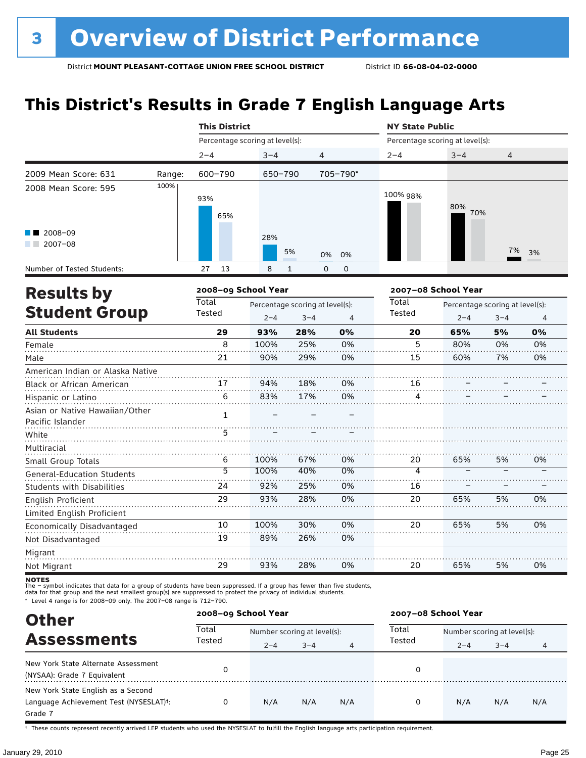# 3 Overview of District Performance

District **MOUNT PLEASANT-COTTAGE UNION FREE SCHOOL DISTRICT** District ID **66-08-04-02-0000**

## This District's Results in Grade 7 English Language Arts

| | | This District | | | NY State Public | | |
|---|---|---|---|---|---|---|---|
| | | Percentage scoring at level(s): | | | Percentage scoring at level(s): | | |
| | | 2–4 | 3–4 | 4 | 2–4 | 3–4 | 4 |
| 2009 Mean Score: 631 | Range: | 600–790 | 650–790 | 705–790* | | | |
| 2008 Mean Score: 595 | 2008–09 | 93% | 28% | 0% | 100% | 80% | 7% |
| | 2007–08 | 65% | 5% | 0% | 98% | 70% | 3% |
| Number of Tested Students: | 2008–09 | 27 | 8 | 0 | | | |
| | 2007–08 | 13 | 1 | 0 | | | |

## Results by Student Group

| | 2008–09 School Year | | | | 2007–08 School Year | | | |
|---|---|---|---|---|---|---|---|---|
| | Total Tested | Percentage scoring at level(s): 2–4 | 3–4 | 4 | Total Tested | Percentage scoring at level(s): 2–4 | 3–4 | 4 |
| **All Students** | **29** | **93%** | **28%** | **0%** | **20** | **65%** | **5%** | **0%** |
| Female | 8 | 100% | 25% | 0% | 5 | 80% | 0% | 0% |
| Male | 21 | 90% | 29% | 0% | 15 | 60% | 7% | 0% |
| American Indian or Alaska Native | | | | | | | | |
| Black or African American | 17 | 94% | 18% | 0% | 16 | – | – | – |
| Hispanic or Latino | 6 | 83% | 17% | 0% | 4 | – | – | – |
| Asian or Native Hawaiian/Other Pacific Islander | 1 | – | – | – | | | | |
| White | 5 | – | – | – | | | | |
| Multiracial | | | | | | | | |
| Small Group Totals | 6 | 100% | 67% | 0% | 20 | 65% | 5% | 0% |
| General-Education Students | 5 | 100% | 40% | 0% | 4 | – | – | – |
| Students with Disabilities | 24 | 92% | 25% | 0% | 16 | – | – | – |
| English Proficient | 29 | 93% | 28% | 0% | 20 | 65% | 5% | 0% |
| Limited English Proficient | | | | | | | | |
| Economically Disadvantaged | 10 | 100% | 30% | 0% | 20 | 65% | 5% | 0% |
| Not Disadvantaged | 19 | 89% | 26% | 0% | | | | |
| Migrant | | | | | | | | |
| Not Migrant | 29 | 93% | 28% | 0% | 20 | 65% | 5% | 0% |

**NOTES**
The – symbol indicates that data for a group of students have been suppressed. If a group has fewer than five students, data for that group and the next smallest group(s) are suppressed to protect the privacy of individual students.
\* Level 4 range is for 2008–09 only. The 2007–08 range is 712–790.

## Other Assessments

| | 2008–09 School Year | | | | 2007–08 School Year | | | |
|---|---|---|---|---|---|---|---|---|
| | Total Tested | Number scoring at level(s): 2–4 | 3–4 | 4 | Total Tested | Number scoring at level(s): 2–4 | 3–4 | 4 |
| New York State Alternate Assessment (NYSAA): Grade 7 Equivalent | 0 | | | | 0 | | | |
| New York State English as a Second Language Achievement Test (NYSESLAT)†: Grade 7 | 0 | N/A | N/A | N/A | 0 | N/A | N/A | N/A |

† These counts represent recently arrived LEP students who used the NYSESLAT to fulfill the English language arts participation requirement.

January 29, 2010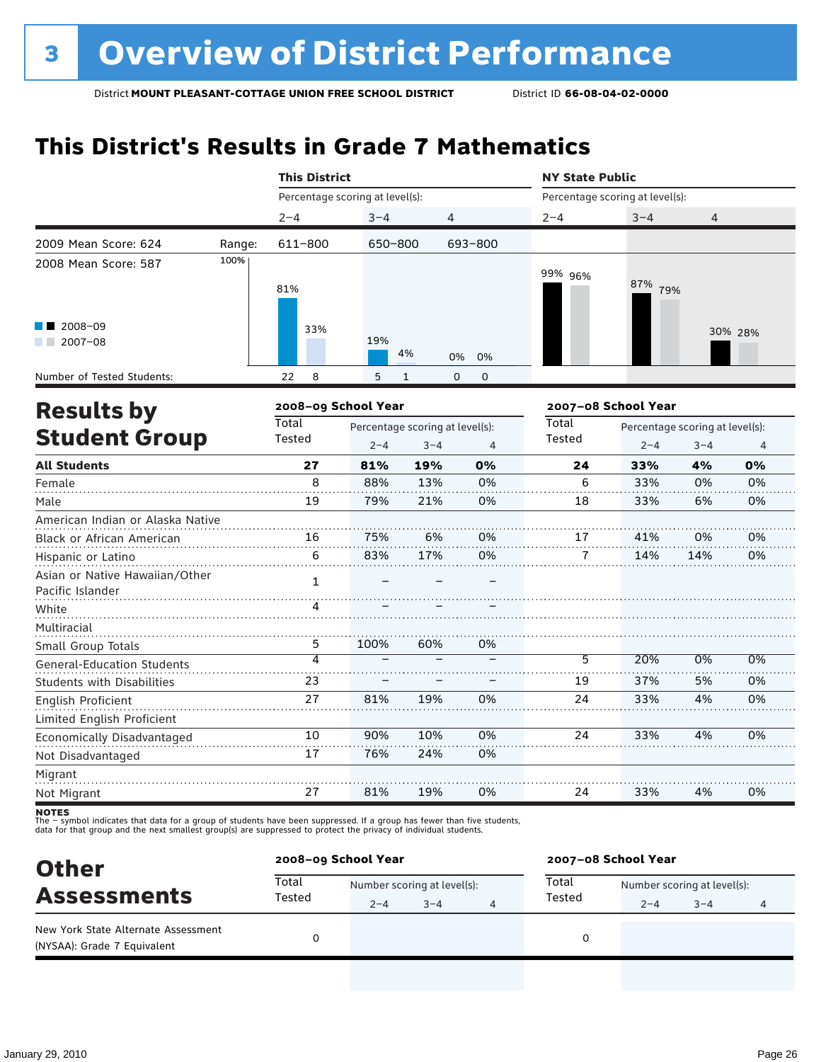# 3 Overview of District Performance

District **MOUNT PLEASANT-COTTAGE UNION FREE SCHOOL DISTRICT** District ID **66-08-04-02-0000**

## This District's Results in Grade 7 Mathematics

| | | This District | | | NY State Public | | |
|---|---|---|---|---|---|---|---|
| | | Percentage scoring at level(s): | | | Percentage scoring at level(s): | | |
| | | 2–4 | 3–4 | 4 | 2–4 | 3–4 | 4 |
| 2009 Mean Score: 624 | Range: | 611–800 | 650–800 | 693–800 | | | |
| 2008 Mean Score: 587 | | | | | | | |
| 2008–09 | | 81% | 19% | 0% | 99% | 87% | 30% |
| 2007–08 | | 33% | 4% | 0% | 96% | 79% | 28% |
| Number of Tested Students: 2008–09 | | 22 | 5 | 0 | | | |
| Number of Tested Students: 2007–08 | | 8 | 1 | 0 | | | |

## Results by Student Group

| | 2008–09 School Year | | | | 2007–08 School Year | | | |
|---|---|---|---|---|---|---|---|---|
| | Total Tested | Percentage scoring at level(s): | | | Total Tested | Percentage scoring at level(s): | | |
| | | 2–4 | 3–4 | 4 | | 2–4 | 3–4 | 4 |
| **All Students** | **27** | **81%** | **19%** | **0%** | **24** | **33%** | **4%** | **0%** |
| Female | 8 | 88% | 13% | 0% | 6 | 33% | 0% | 0% |
| Male | 19 | 79% | 21% | 0% | 18 | 33% | 6% | 0% |
| American Indian or Alaska Native | | | | | | | | |
| Black or African American | 16 | 75% | 6% | 0% | 17 | 41% | 0% | 0% |
| Hispanic or Latino | 6 | 83% | 17% | 0% | 7 | 14% | 14% | 0% |
| Asian or Native Hawaiian/Other Pacific Islander | 1 | – | – | – | | | | |
| White | 4 | – | – | – | | | | |
| Multiracial | | | | | | | | |
| Small Group Totals | 5 | 100% | 60% | 0% | | | | |
| General-Education Students | 4 | – | – | – | 5 | 20% | 0% | 0% |
| Students with Disabilities | 23 | – | – | – | 19 | 37% | 5% | 0% |
| English Proficient | 27 | 81% | 19% | 0% | 24 | 33% | 4% | 0% |
| Limited English Proficient | | | | | | | | |
| Economically Disadvantaged | 10 | 90% | 10% | 0% | 24 | 33% | 4% | 0% |
| Not Disadvantaged | 17 | 76% | 24% | 0% | | | | |
| Migrant | | | | | | | | |
| Not Migrant | 27 | 81% | 19% | 0% | 24 | 33% | 4% | 0% |

**NOTES**
The – symbol indicates that data for a group of students have been suppressed. If a group has fewer than five students, data for that group and the next smallest group(s) are suppressed to protect the privacy of individual students.

## Other Assessments

| | 2008–09 School Year | | | | 2007–08 School Year | | | |
|---|---|---|---|---|---|---|---|---|
| | Total Tested | Number scoring at level(s): | | | Total Tested | Number scoring at level(s): | | |
| | | 2–4 | 3–4 | 4 | | 2–4 | 3–4 | 4 |
| New York State Alternate Assessment (NYSAA): Grade 7 Equivalent | 0 | | | | 0 | | | |

January 29, 2010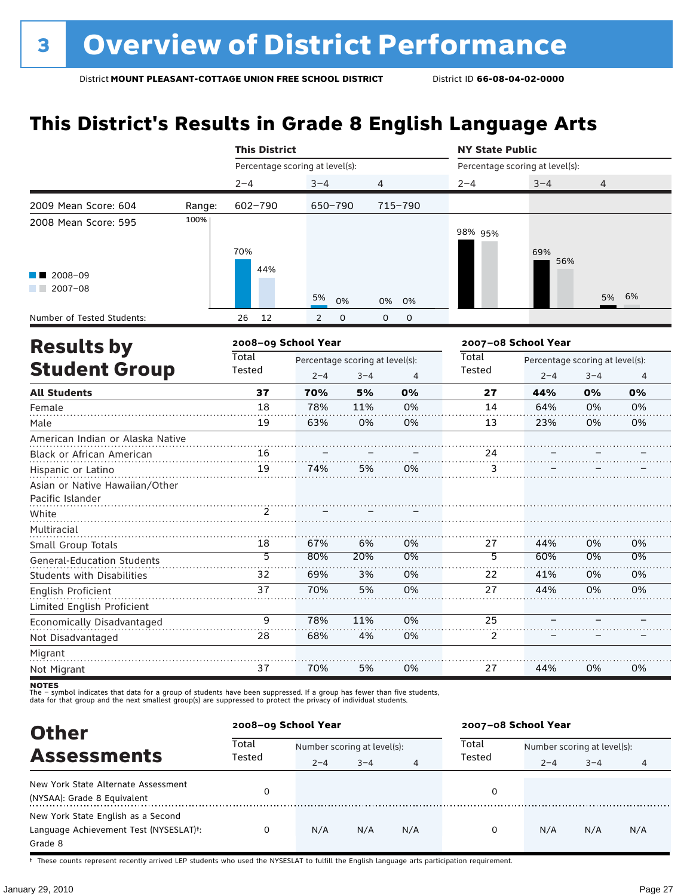# 3 Overview of District Performance

District **MOUNT PLEASANT-COTTAGE UNION FREE SCHOOL DISTRICT** District ID **66-08-04-02-0000**

## This District's Results in Grade 8 English Language Arts

| | | This District | | | NY State Public | | |
|---|---|---|---|---|---|---|---|
| | | Percentage scoring at level(s): | | | Percentage scoring at level(s): | | |
| | | 2–4 | 3–4 | 4 | 2–4 | 3–4 | 4 |
| 2009 Mean Score: 604 | Range: | 602–790 | 650–790 | 715–790 | | | |
| 2008 Mean Score: 595 | | | | | | | |
| 2008–09 | | 70% | 5% | 0% | 98% | 69% | 5% |
| 2007–08 | | 44% | 0% | 0% | 95% | 56% | 6% |
| Number of Tested Students: | | 26 12 | 2 0 | 0 0 | | | |

## Results by Student Group

| | 2008–09 School Year | | | | 2007–08 School Year | | | |
|---|---|---|---|---|---|---|---|---|
| | Total Tested | Percentage scoring at level(s): | | | Total Tested | Percentage scoring at level(s): | | |
| | | 2–4 | 3–4 | 4 | | 2–4 | 3–4 | 4 |
| **All Students** | **37** | **70%** | **5%** | **0%** | **27** | **44%** | **0%** | **0%** |
| Female | 18 | 78% | 11% | 0% | 14 | 64% | 0% | 0% |
| Male | 19 | 63% | 0% | 0% | 13 | 23% | 0% | 0% |
| American Indian or Alaska Native | | | | | | | | |
| Black or African American | 16 | – | – | – | 24 | – | – | – |
| Hispanic or Latino | 19 | 74% | 5% | 0% | 3 | – | – | – |
| Asian or Native Hawaiian/Other Pacific Islander | | | | | | | | |
| White | 2 | – | – | – | | | | |
| Multiracial | | | | | | | | |
| Small Group Totals | 18 | 67% | 6% | 0% | 27 | 44% | 0% | 0% |
| General-Education Students | 5 | 80% | 20% | 0% | 5 | 60% | 0% | 0% |
| Students with Disabilities | 32 | 69% | 3% | 0% | 22 | 41% | 0% | 0% |
| English Proficient | 37 | 70% | 5% | 0% | 27 | 44% | 0% | 0% |
| Limited English Proficient | | | | | | | | |
| Economically Disadvantaged | 9 | 78% | 11% | 0% | 25 | – | – | – |
| Not Disadvantaged | 28 | 68% | 4% | 0% | 2 | – | – | – |
| Migrant | | | | | | | | |
| Not Migrant | 37 | 70% | 5% | 0% | 27 | 44% | 0% | 0% |

**NOTES**
The – symbol indicates that data for a group of students have been suppressed. If a group has fewer than five students, data for that group and the next smallest group(s) are suppressed to protect the privacy of individual students.

## Other Assessments

| | 2008–09 School Year | | | | 2007–08 School Year | | | |
|---|---|---|---|---|---|---|---|---|
| | Total Tested | Number scoring at level(s): | | | Total Tested | Number scoring at level(s): | | |
| | | 2–4 | 3–4 | 4 | | 2–4 | 3–4 | 4 |
| New York State Alternate Assessment (NYSAA): Grade 8 Equivalent | 0 | | | | 0 | | | |
| New York State English as a Second Language Achievement Test (NYSESLAT)†: Grade 8 | 0 | N/A | N/A | N/A | 0 | N/A | N/A | N/A |

† These counts represent recently arrived LEP students who used the NYSESLAT to fulfill the English language arts participation requirement.

January 29, 2010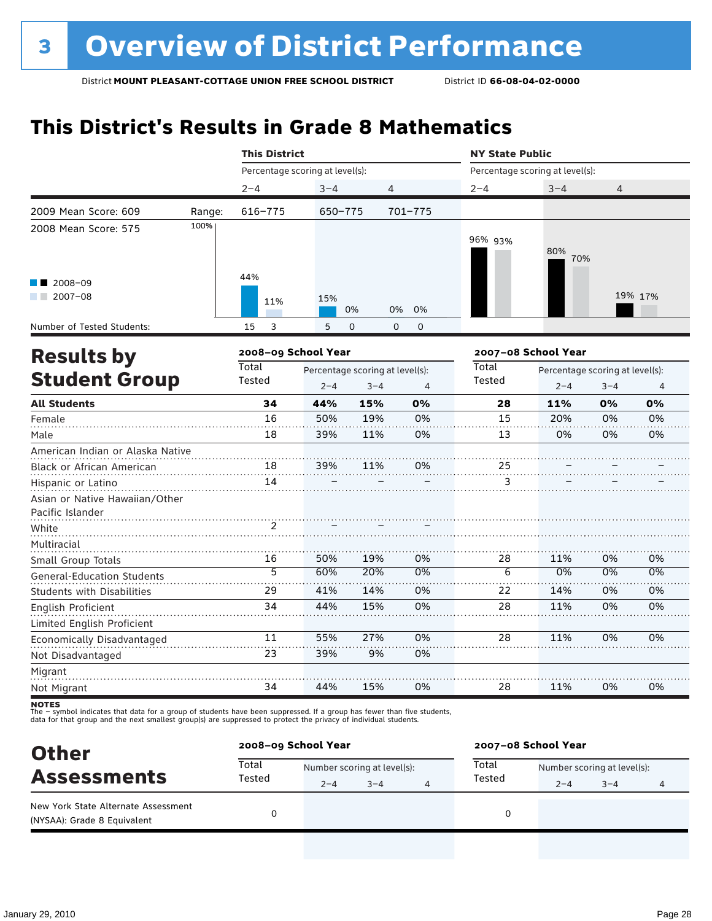# 3 Overview of District Performance

District **MOUNT PLEASANT-COTTAGE UNION FREE SCHOOL DISTRICT** District ID **66-08-04-02-0000**

## This District's Results in Grade 8 Mathematics

| | | This District | | | NY State Public | | |
|---|---|---|---|---|---|---|---|
| | | Percentage scoring at level(s): | | | Percentage scoring at level(s): | | |
| | | 2–4 | 3–4 | 4 | 2–4 | 3–4 | 4 |
| 2009 Mean Score: 609 | Range: | 616–775 | 650–775 | 701–775 | | | |
| 2008 Mean Score: 575 | | | | | | | |
| 2008–09 | | 44% | 15% | 0% | 96% | 80% | 19% |
| 2007–08 | | 11% | 0% | 0% | 93% | 70% | 17% |
| Number of Tested Students: 2008–09 | | 15 | 5 | 0 | | | |
| Number of Tested Students: 2007–08 | | 3 | 0 | 0 | | | |

## Results by Student Group

| | 2008–09 School Year | | | | 2007–08 School Year | | | |
|---|---|---|---|---|---|---|---|---|
| | Total Tested | Percentage scoring at level(s): | | | Total Tested | Percentage scoring at level(s): | | |
| | | 2–4 | 3–4 | 4 | | 2–4 | 3–4 | 4 |
| **All Students** | **34** | **44%** | **15%** | **0%** | **28** | **11%** | **0%** | **0%** |
| Female | 16 | 50% | 19% | 0% | 15 | 20% | 0% | 0% |
| Male | 18 | 39% | 11% | 0% | 13 | 0% | 0% | 0% |
| American Indian or Alaska Native | | | | | | | | |
| Black or African American | 18 | 39% | 11% | 0% | 25 | – | – | – |
| Hispanic or Latino | 14 | – | – | – | 3 | – | – | – |
| Asian or Native Hawaiian/Other Pacific Islander | | | | | | | | |
| White | 2 | – | – | – | | | | |
| Multiracial | | | | | | | | |
| Small Group Totals | 16 | 50% | 19% | 0% | 28 | 11% | 0% | 0% |
| General-Education Students | 5 | 60% | 20% | 0% | 6 | 0% | 0% | 0% |
| Students with Disabilities | 29 | 41% | 14% | 0% | 22 | 14% | 0% | 0% |
| English Proficient | 34 | 44% | 15% | 0% | 28 | 11% | 0% | 0% |
| Limited English Proficient | | | | | | | | |
| Economically Disadvantaged | 11 | 55% | 27% | 0% | 28 | 11% | 0% | 0% |
| Not Disadvantaged | 23 | 39% | 9% | 0% | | | | |
| Migrant | | | | | | | | |
| Not Migrant | 34 | 44% | 15% | 0% | 28 | 11% | 0% | 0% |

**NOTES**
The – symbol indicates that data for a group of students have been suppressed. If a group has fewer than five students, data for that group and the next smallest group(s) are suppressed to protect the privacy of individual students.

## Other Assessments

| | 2008–09 School Year | | | | 2007–08 School Year | | | |
|---|---|---|---|---|---|---|---|---|
| | Total Tested | Number scoring at level(s): | | | Total Tested | Number scoring at level(s): | | |
| | | 2–4 | 3–4 | 4 | | 2–4 | 3–4 | 4 |
| New York State Alternate Assessment (NYSAA): Grade 8 Equivalent | 0 | | | | 0 | | | |

January 29, 2010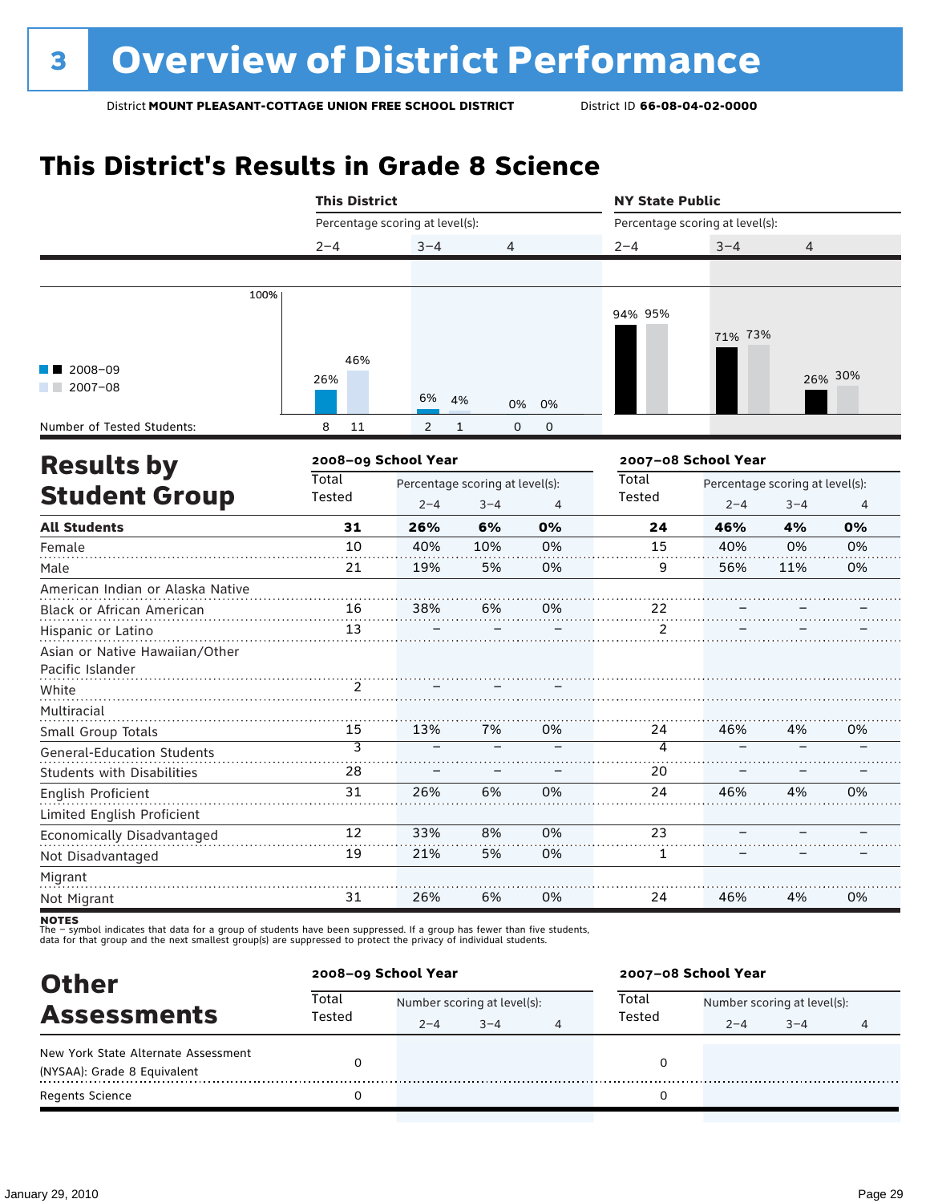# 3 Overview of District Performance

District **MOUNT PLEASANT-COTTAGE UNION FREE SCHOOL DISTRICT** District ID **66-08-04-02-0000**

## This District's Results in Grade 8 Science

| | This District 2–4 | | This District 3–4 | | This District 4 | | NY State Public 2–4 | | NY State Public 3–4 | | NY State Public 4 | |
|---|---|---|---|---|---|---|---|---|---|---|---|---|
| | 2008–09 | 2007–08 | 2008–09 | 2007–08 | 2008–09 | 2007–08 | 2008–09 | 2007–08 | 2008–09 | 2007–08 | 2008–09 | 2007–08 |
| Percentage scoring at level(s) | 26% | 46% | 6% | 4% | 0% | 0% | 94% | 95% | 71% | 73% | 26% | 30% |
| Number of Tested Students: | 8 | 11 | 2 | 1 | 0 | 0 | | | | | | |

## Results by Student Group

| | 2008–09 School Year Total Tested | 2–4 | 3–4 | 4 | 2007–08 School Year Total Tested | 2–4 | 3–4 | 4 |
|---|---|---|---|---|---|---|---|---|
| **All Students** | **31** | **26%** | **6%** | **0%** | **24** | **46%** | **4%** | **0%** |
| Female | 10 | 40% | 10% | 0% | 15 | 40% | 0% | 0% |
| Male | 21 | 19% | 5% | 0% | 9 | 56% | 11% | 0% |
| American Indian or Alaska Native | | | | | | | | |
| Black or African American | 16 | 38% | 6% | 0% | 22 | – | – | – |
| Hispanic or Latino | 13 | – | – | – | 2 | – | – | – |
| Asian or Native Hawaiian/Other Pacific Islander | | | | | | | | |
| White | 2 | – | – | – | | | | |
| Multiracial | | | | | | | | |
| Small Group Totals | 15 | 13% | 7% | 0% | 24 | 46% | 4% | 0% |
| General-Education Students | 3 | – | – | – | 4 | – | – | – |
| Students with Disabilities | 28 | – | – | – | 20 | – | – | – |
| English Proficient | 31 | 26% | 6% | 0% | 24 | 46% | 4% | 0% |
| Limited English Proficient | | | | | | | | |
| Economically Disadvantaged | 12 | 33% | 8% | 0% | 23 | – | – | – |
| Not Disadvantaged | 19 | 21% | 5% | 0% | 1 | – | – | – |
| Migrant | | | | | | | | |
| Not Migrant | 31 | 26% | 6% | 0% | 24 | 46% | 4% | 0% |

**NOTES**
The – symbol indicates that data for a group of students have been suppressed. If a group has fewer than five students, data for that group and the next smallest group(s) are suppressed to protect the privacy of individual students.

## Other Assessments

| | 2008–09 School Year Total Tested | 2–4 | 3–4 | 4 | 2007–08 School Year Total Tested | 2–4 | 3–4 | 4 |
|---|---|---|---|---|---|---|---|---|
| New York State Alternate Assessment (NYSAA): Grade 8 Equivalent | 0 | | | | 0 | | | |
| Regents Science | 0 | | | | 0 | | | |

January 29, 2010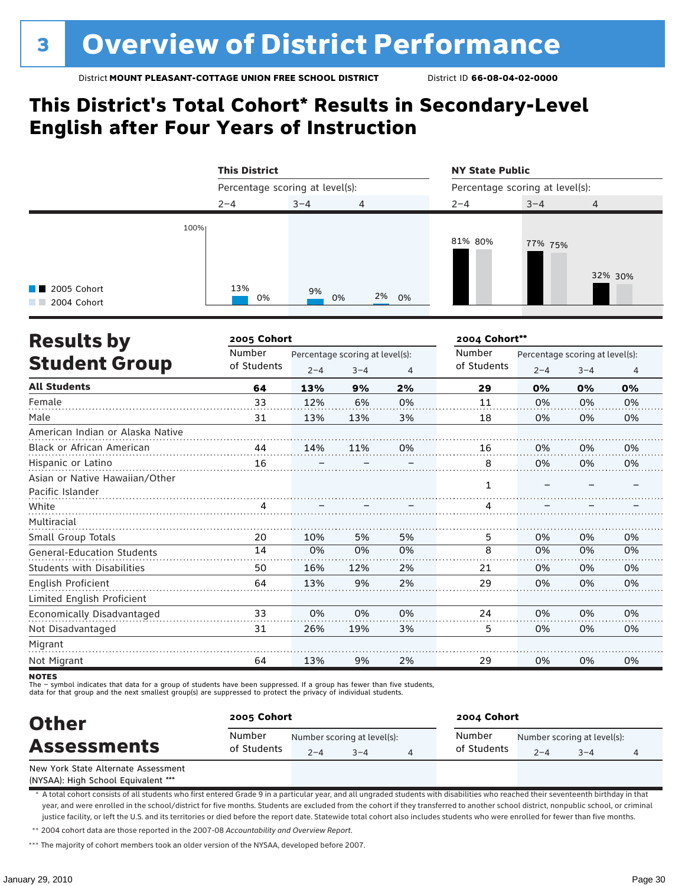# 3 Overview of District Performance

District **MOUNT PLEASANT-COTTAGE UNION FREE SCHOOL DISTRICT** District ID **66-08-04-02-0000**

## This District's Total Cohort* Results in Secondary-Level English after Four Years of Instruction

| | This District | | | NY State Public | | |
|---|---|---|---|---|---|---|
| Percentage scoring at level(s): | 2–4 | 3–4 | 4 | 2–4 | 3–4 | 4 |
| 2005 Cohort | 13% | 9% | 2% | 81% | 77% | 32% |
| 2004 Cohort | 0% | 0% | 0% | 80% | 75% | 30% |

## Results by Student Group

| | 2005 Cohort | | | | 2004 Cohort** | | | |
|---|---|---|---|---|---|---|---|---|
| | Number of Students | Percentage scoring at level(s): 2–4 | 3–4 | 4 | Number of Students | Percentage scoring at level(s): 2–4 | 3–4 | 4 |
| **All Students** | **64** | **13%** | **9%** | **2%** | **29** | **0%** | **0%** | **0%** |
| Female | 33 | 12% | 6% | 0% | 11 | 0% | 0% | 0% |
| Male | 31 | 13% | 13% | 3% | 18 | 0% | 0% | 0% |
| American Indian or Alaska Native | | | | | | | | |
| Black or African American | 44 | 14% | 11% | 0% | 16 | 0% | 0% | 0% |
| Hispanic or Latino | 16 | – | – | – | 8 | 0% | 0% | 0% |
| Asian or Native Hawaiian/Other Pacific Islander | | | | | 1 | – | – | – |
| White | 4 | – | – | – | 4 | – | – | – |
| Multiracial | | | | | | | | |
| Small Group Totals | 20 | 10% | 5% | 5% | 5 | 0% | 0% | 0% |
| General-Education Students | 14 | 0% | 0% | 0% | 8 | 0% | 0% | 0% |
| Students with Disabilities | 50 | 16% | 12% | 2% | 21 | 0% | 0% | 0% |
| English Proficient | 64 | 13% | 9% | 2% | 29 | 0% | 0% | 0% |
| Limited English Proficient | | | | | | | | |
| Economically Disadvantaged | 33 | 0% | 0% | 0% | 24 | 0% | 0% | 0% |
| Not Disadvantaged | 31 | 26% | 19% | 3% | 5 | 0% | 0% | 0% |
| Migrant | | | | | | | | |
| Not Migrant | 64 | 13% | 9% | 2% | 29 | 0% | 0% | 0% |

**NOTES**
The – symbol indicates that data for a group of students have been suppressed. If a group has fewer than five students, data for that group and the next smallest group(s) are suppressed to protect the privacy of individual students.

## Other Assessments

| | 2005 Cohort | | | | 2004 Cohort | | | |
|---|---|---|---|---|---|---|---|---|
| | Number of Students | Number scoring at level(s): 2–4 | 3–4 | 4 | Number of Students | Number scoring at level(s): 2–4 | 3–4 | 4 |
| New York State Alternate Assessment (NYSAA): High School Equivalent *** | | | | | | | | |

\* A total cohort consists of all students who first entered Grade 9 in a particular year, and all ungraded students with disabilities who reached their seventeenth birthday in that year, and were enrolled in the school/district for five months. Students are excluded from the cohort if they transferred to another school district, nonpublic school, or criminal justice facility, or left the U.S. and its territories or died before the report date. Statewide total cohort also includes students who were enrolled for fewer than five months.

\*\* 2004 cohort data are those reported in the 2007-08 *Accountability and Overview Report*.

\*\*\* The majority of cohort members took an older version of the NYSAA, developed before 2007.

January 29, 2010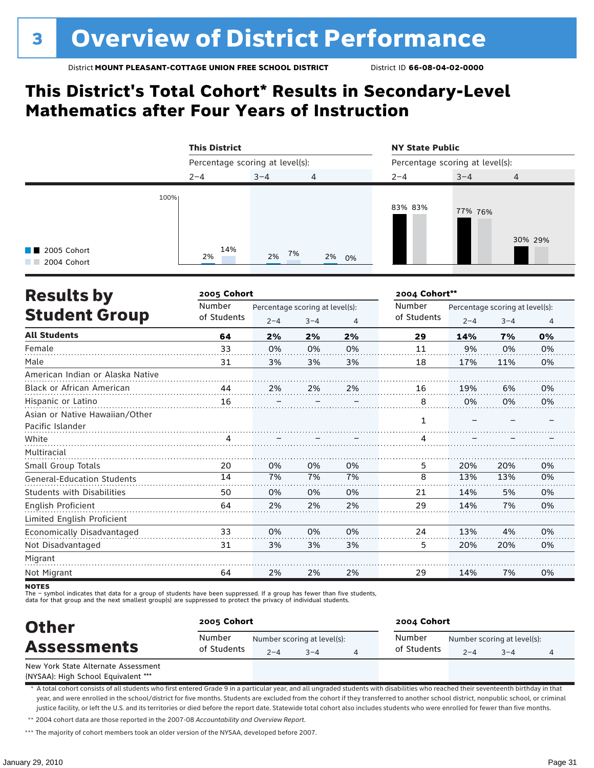# 3 Overview of District Performance

District **MOUNT PLEASANT-COTTAGE UNION FREE SCHOOL DISTRICT** District ID **66-08-04-02-0000**

## This District's Total Cohort* Results in Secondary-Level Mathematics after Four Years of Instruction

This District

Percentage scoring at level(s):

2–4 3–4 4

100%

2% 14% 2% 7% 2% 0%

NY State Public

Percentage scoring at level(s):

2–4 3–4 4

83% 83% 77% 76% 30% 29%

2005 Cohort

2004 Cohort

## Results by Student Group

| | 2005 Cohort | | | | 2004 Cohort** | | | |
|---|---|---|---|---|---|---|---|---|
| | Number of Students | Percentage scoring at level(s): 2–4 | 3–4 | 4 | Number of Students | Percentage scoring at level(s): 2–4 | 3–4 | 4 |
| **All Students** | **64** | **2%** | **2%** | **2%** | **29** | **14%** | **7%** | **0%** |
| Female | 33 | 0% | 0% | 0% | 11 | 9% | 0% | 0% |
| Male | 31 | 3% | 3% | 3% | 18 | 17% | 11% | 0% |
| American Indian or Alaska Native | | | | | | | | |
| Black or African American | 44 | 2% | 2% | 2% | 16 | 19% | 6% | 0% |
| Hispanic or Latino | 16 | – | – | – | 8 | 0% | 0% | 0% |
| Asian or Native Hawaiian/Other Pacific Islander | | | | | 1 | – | – | – |
| White | 4 | – | – | – | 4 | – | – | – |
| Multiracial | | | | | | | | |
| Small Group Totals | 20 | 0% | 0% | 0% | 5 | 20% | 20% | 0% |
| General-Education Students | 14 | 7% | 7% | 7% | 8 | 13% | 13% | 0% |
| Students with Disabilities | 50 | 0% | 0% | 0% | 21 | 14% | 5% | 0% |
| English Proficient | 64 | 2% | 2% | 2% | 29 | 14% | 7% | 0% |
| Limited English Proficient | | | | | | | | |
| Economically Disadvantaged | 33 | 0% | 0% | 0% | 24 | 13% | 4% | 0% |
| Not Disadvantaged | 31 | 3% | 3% | 3% | 5 | 20% | 20% | 0% |
| Migrant | | | | | | | | |
| Not Migrant | 64 | 2% | 2% | 2% | 29 | 14% | 7% | 0% |

**NOTES**
The – symbol indicates that data for a group of students have been suppressed. If a group has fewer than five students, data for that group and the next smallest group(s) are suppressed to protect the privacy of individual students.

## Other Assessments

| | 2005 Cohort | | | | 2004 Cohort | | | |
|---|---|---|---|---|---|---|---|---|
| | Number of Students | Number scoring at level(s): 2–4 | 3–4 | 4 | Number of Students | Number scoring at level(s): 2–4 | 3–4 | 4 |
| New York State Alternate Assessment (NYSAA): High School Equivalent *** | | | | | | | | |

\* A total cohort consists of all students who first entered Grade 9 in a particular year, and all ungraded students with disabilities who reached their seventeenth birthday in that year, and were enrolled in the school/district for five months. Students are excluded from the cohort if they transferred to another school district, nonpublic school, or criminal justice facility, or left the U.S. and its territories or died before the report date. Statewide total cohort also includes students who were enrolled for fewer than five months.

\** 2004 cohort data are those reported in the 2007-08 *Accountability and Overview Report*.

\*** The majority of cohort members took an older version of the NYSAA, developed before 2007.

January 29, 2010